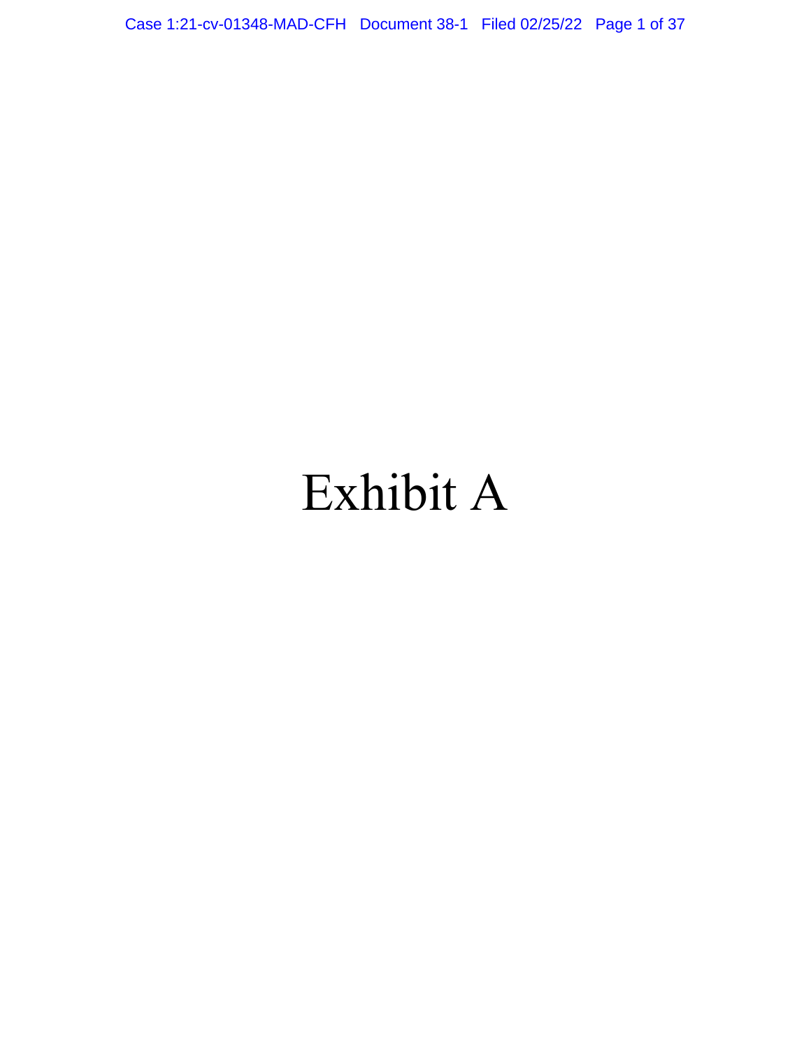# Exhibit A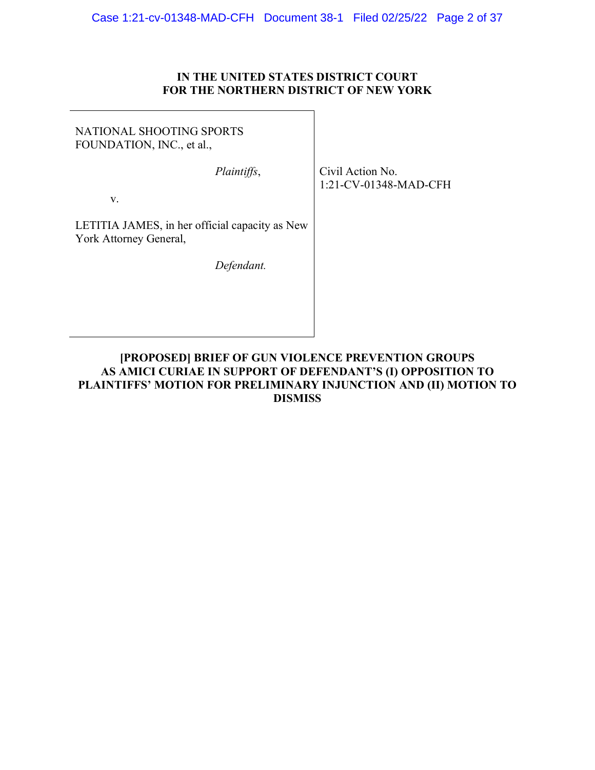**IN THE UNITED STATES DISTRICT COURT**
**FOR THE NORTHERN DISTRICT OF NEW YORK**

NATIONAL SHOOTING SPORTS FOUNDATION, INC., et al.,

*Plaintiffs*,

v.

LETITIA JAMES, in her official capacity as New York Attorney General,

*Defendant.*

Civil Action No. 1:21-CV-01348-MAD-CFH

**[PROPOSED] BRIEF OF GUN VIOLENCE PREVENTION GROUPS AS AMICI CURIAE IN SUPPORT OF DEFENDANT'S (I) OPPOSITION TO PLAINTIFFS' MOTION FOR PRELIMINARY INJUNCTION AND (II) MOTION TO DISMISS**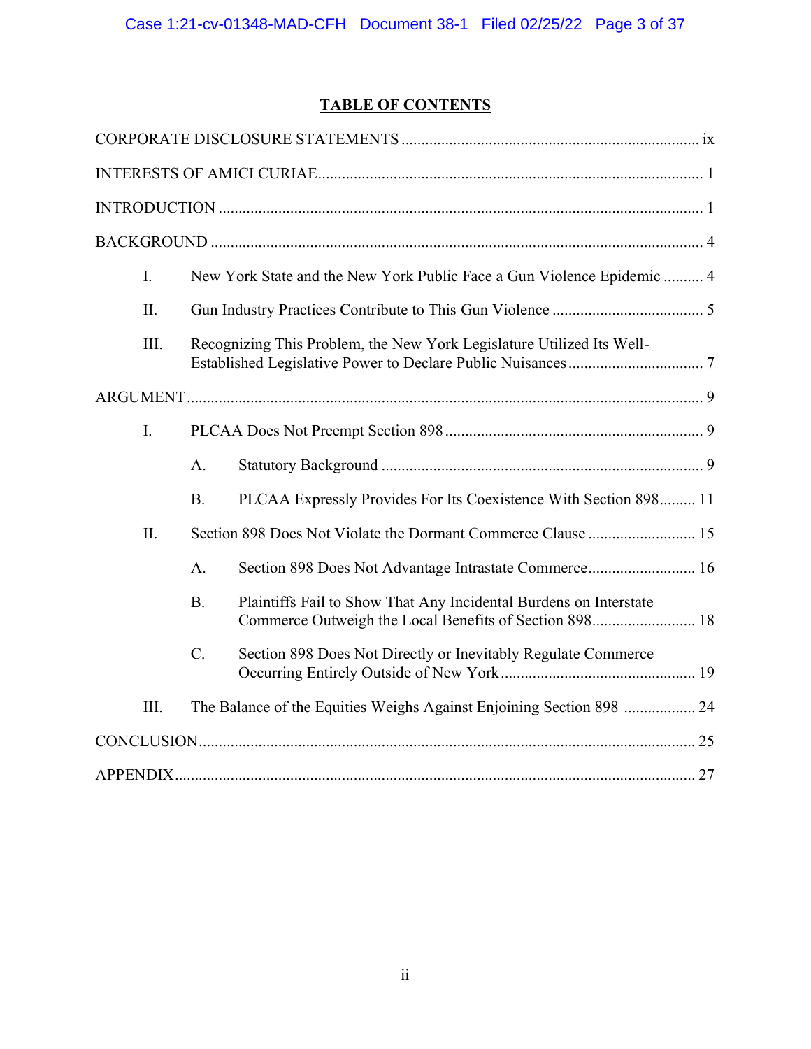## TABLE OF CONTENTS

CORPORATE DISCLOSURE STATEMENTS .......... ix

INTERESTS OF AMICI CURIAE .......... 1

INTRODUCTION .......... 1

BACKGROUND .......... 4

- I. New York State and the New York Public Face a Gun Violence Epidemic .......... 4
- II. Gun Industry Practices Contribute to This Gun Violence .......... 5
- III. Recognizing This Problem, the New York Legislature Utilized Its Well-Established Legislative Power to Declare Public Nuisances .......... 7

ARGUMENT .......... 9

- I. PLCAA Does Not Preempt Section 898 .......... 9
  - A. Statutory Background .......... 9
  - B. PLCAA Expressly Provides For Its Coexistence With Section 898 .......... 11
- II. Section 898 Does Not Violate the Dormant Commerce Clause .......... 15
  - A. Section 898 Does Not Advantage Intrastate Commerce .......... 16
  - B. Plaintiffs Fail to Show That Any Incidental Burdens on Interstate Commerce Outweigh the Local Benefits of Section 898 .......... 18
  - C. Section 898 Does Not Directly or Inevitably Regulate Commerce Occurring Entirely Outside of New York .......... 19
- III. The Balance of the Equities Weighs Against Enjoining Section 898 .......... 24

CONCLUSION .......... 25

APPENDIX .......... 27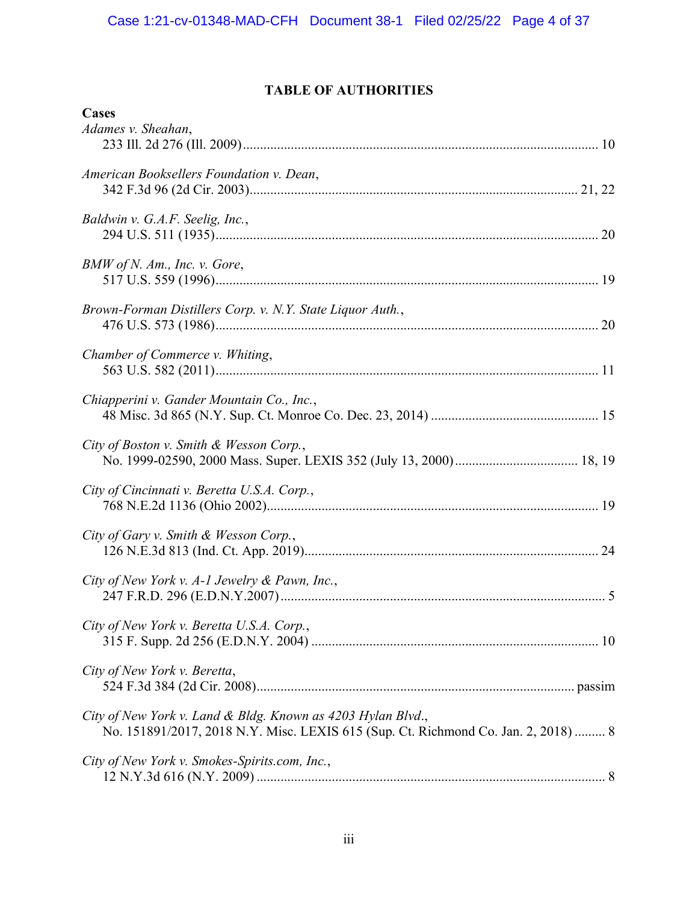## TABLE OF AUTHORITIES

**Cases**

*Adames v. Sheahan*,
233 Ill. 2d 276 (Ill. 2009) ........................................................................................................ 10

*American Booksellers Foundation v. Dean*,
342 F.3d 96 (2d Cir. 2003) ............................................................................................... 21, 22

*Baldwin v. G.A.F. Seelig, Inc.*,
294 U.S. 511 (1935) ................................................................................................................. 20

*BMW of N. Am., Inc. v. Gore*,
517 U.S. 559 (1996) ................................................................................................................. 19

*Brown-Forman Distillers Corp. v. N.Y. State Liquor Auth.*,
476 U.S. 573 (1986) ................................................................................................................. 20

*Chamber of Commerce v. Whiting*,
563 U.S. 582 (2011) ................................................................................................................. 11

*Chiapperini v. Gander Mountain Co., Inc.*,
48 Misc. 3d 865 (N.Y. Sup. Ct. Monroe Co. Dec. 23, 2014) ................................................ 15

*City of Boston v. Smith & Wesson Corp.*,
No. 1999-02590, 2000 Mass. Super. LEXIS 352 (July 13, 2000) .................................... 18, 19

*City of Cincinnati v. Beretta U.S.A. Corp.*,
768 N.E.2d 1136 (Ohio 2002) .................................................................................................. 19

*City of Gary v. Smith & Wesson Corp.*,
126 N.E.3d 813 (Ind. Ct. App. 2019) ....................................................................................... 24

*City of New York v. A-1 Jewelry & Pawn, Inc.*,
247 F.R.D. 296 (E.D.N.Y.2007) ................................................................................................ 5

*City of New York v. Beretta U.S.A. Corp.*,
315 F. Supp. 2d 256 (E.D.N.Y. 2004) ..................................................................................... 10

*City of New York v. Beretta*,
524 F.3d 384 (2d Cir. 2008) ............................................................................................. passim

*City of New York v. Land & Bldg. Known as 4203 Hylan Blvd.*,
No. 151891/2017, 2018 N.Y. Misc. LEXIS 615 (Sup. Ct. Richmond Co. Jan. 2, 2018) ......... 8

*City of New York v. Smokes-Spirits.com, Inc.*,
12 N.Y.3d 616 (N.Y. 2009) ....................................................................................................... 8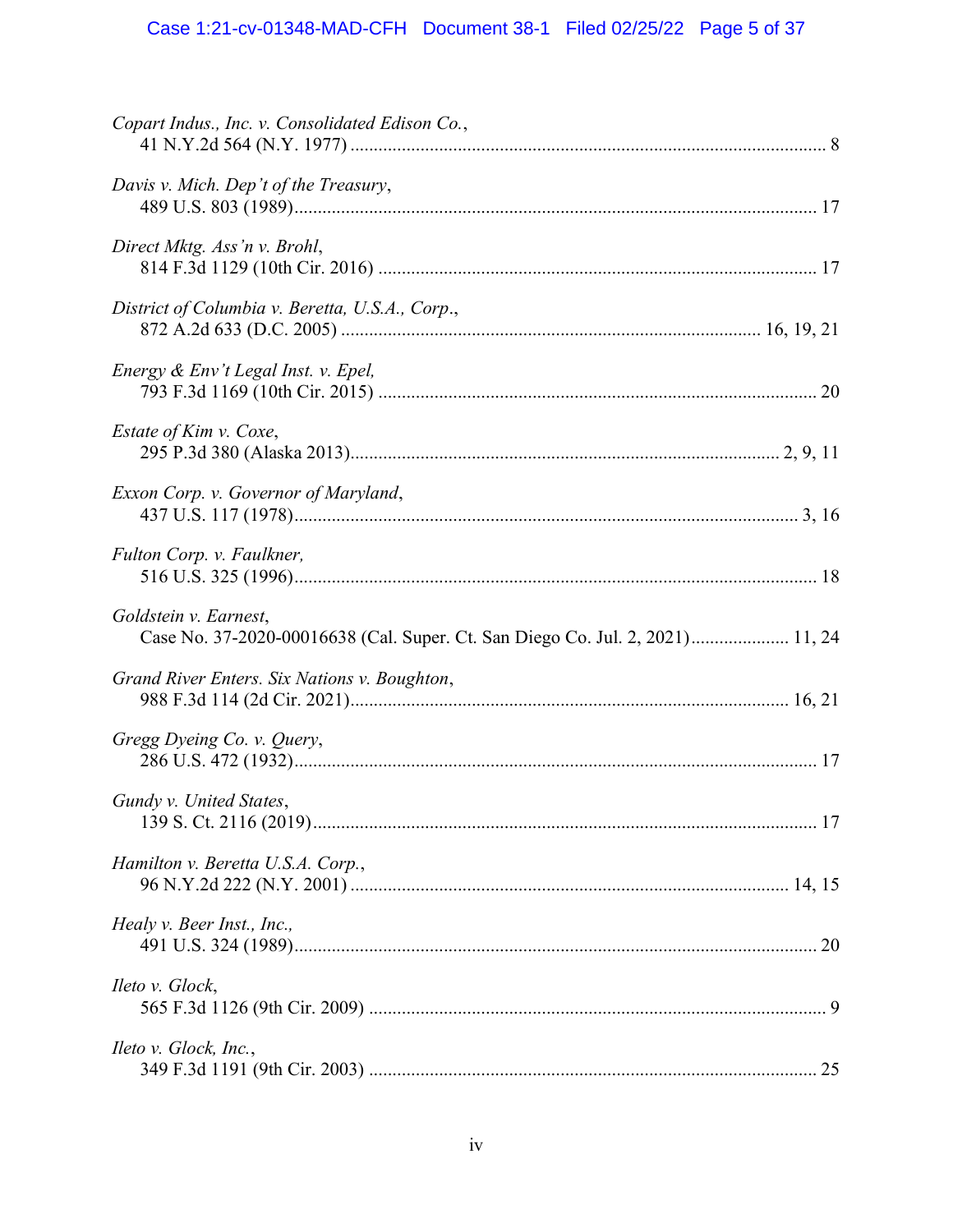*Copart Indus., Inc. v. Consolidated Edison Co.*,
41 N.Y.2d 564 (N.Y. 1977) .......................................................................................................... 8

*Davis v. Mich. Dep't of the Treasury*,
489 U.S. 803 (1989).................................................................................................................. 17

*Direct Mktg. Ass'n v. Brohl*,
814 F.3d 1129 (10th Cir. 2016) ................................................................................................ 17

*District of Columbia v. Beretta, U.S.A., Corp.*,
872 A.2d 633 (D.C. 2005) ........................................................................................... 16, 19, 21

*Energy & Env't Legal Inst. v. Epel,*
793 F.3d 1169 (10th Cir. 2015) ................................................................................................ 20

*Estate of Kim v. Coxe*,
295 P.3d 380 (Alaska 2013)............................................................................................ 2, 9, 11

*Exxon Corp. v. Governor of Maryland*,
437 U.S. 117 (1978)............................................................................................................ 3, 16

*Fulton Corp. v. Faulkner,*
516 U.S. 325 (1996).................................................................................................................. 18

*Goldstein v. Earnest*,
Case No. 37-2020-00016638 (Cal. Super. Ct. San Diego Co. Jul. 2, 2021)..................... 11, 24

*Grand River Enters. Six Nations v. Boughton*,
988 F.3d 114 (2d Cir. 2021)............................................................................................. 16, 21

*Gregg Dyeing Co. v. Query*,
286 U.S. 472 (1932).................................................................................................................. 17

*Gundy v. United States*,
139 S. Ct. 2116 (2019).............................................................................................................. 17

*Hamilton v. Beretta U.S.A. Corp.*,
96 N.Y.2d 222 (N.Y. 2001) ............................................................................................. 14, 15

*Healy v. Beer Inst., Inc.,*
491 U.S. 324 (1989).................................................................................................................. 20

*Ileto v. Glock*,
565 F.3d 1126 (9th Cir. 2009) .................................................................................................... 9

*Ileto v. Glock, Inc.*,
349 F.3d 1191 (9th Cir. 2003) .................................................................................................. 25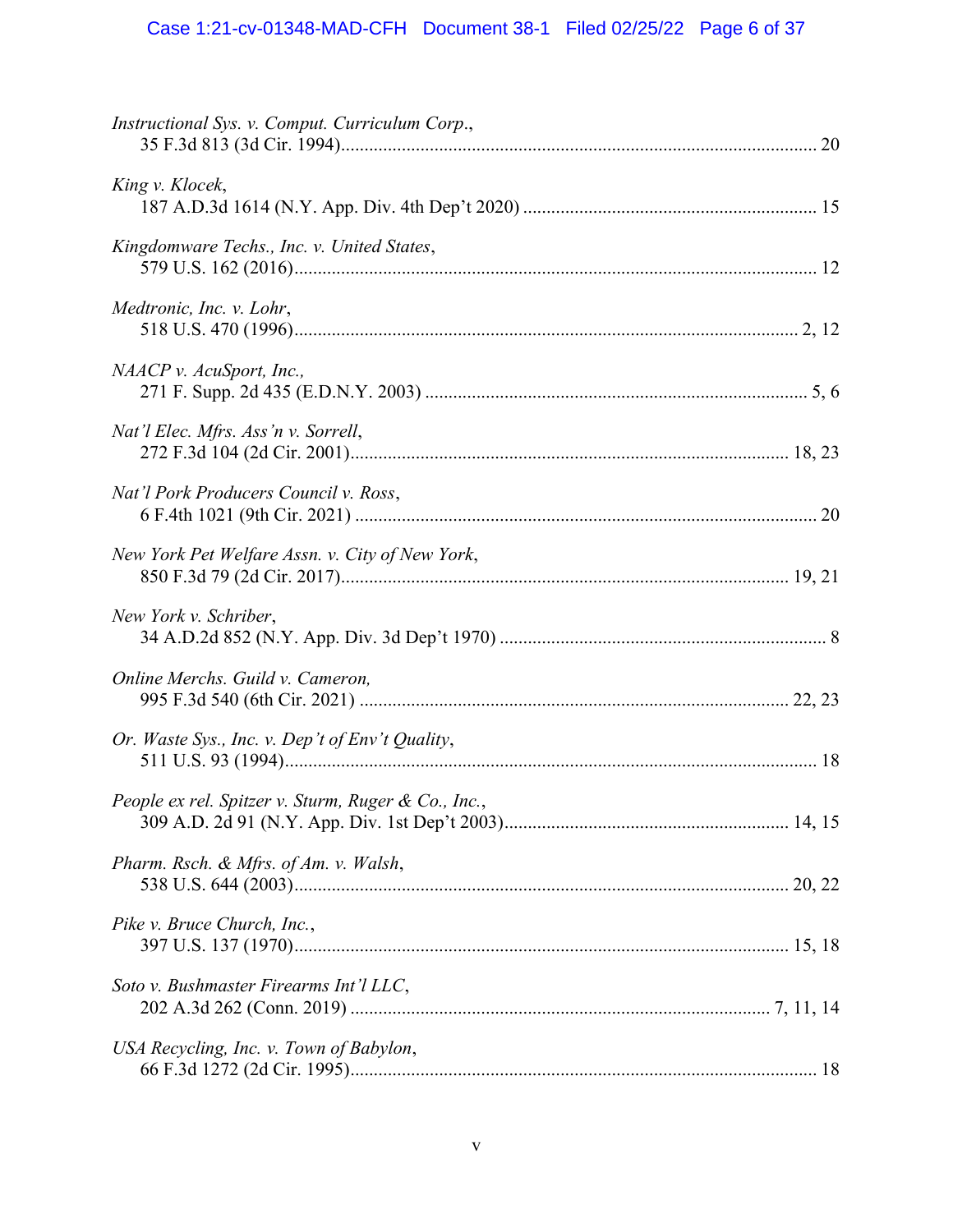*Instructional Sys. v. Comput. Curriculum Corp.*,
35 F.3d 813 (3d Cir. 1994)....................................................................................................... 20

*King v. Klocek*,
187 A.D.3d 1614 (N.Y. App. Div. 4th Dep't 2020) ............................................................... 15

*Kingdomware Techs., Inc. v. United States*,
579 U.S. 162 (2016)................................................................................................................. 12

*Medtronic, Inc. v. Lohr*,
518 U.S. 470 (1996)............................................................................................................. 2, 12

*NAACP v. AcuSport, Inc.,*
271 F. Supp. 2d 435 (E.D.N.Y. 2003) .................................................................................. 5, 6

*Nat'l Elec. Mfrs. Ass'n v. Sorrell*,
272 F.3d 104 (2d Cir. 2001)................................................................................................ 18, 23

*Nat'l Pork Producers Council v. Ross*,
6 F.4th 1021 (9th Cir. 2021) .................................................................................................... 20

*New York Pet Welfare Assn. v. City of New York*,
850 F.3d 79 (2d Cir. 2017)................................................................................................... 19, 21

*New York v. Schriber*,
34 A.D.2d 852 (N.Y. App. Div. 3d Dep't 1970) ....................................................................... 8

*Online Merchs. Guild v. Cameron,*
995 F.3d 540 (6th Cir. 2021) .............................................................................................. 22, 23

*Or. Waste Sys., Inc. v. Dep't of Env't Quality*,
511 U.S. 93 (1994).................................................................................................................... 18

*People ex rel. Spitzer v. Sturm, Ruger & Co., Inc.*,
309 A.D. 2d 91 (N.Y. App. Div. 1st Dep't 2003)............................................................. 14, 15

*Pharm. Rsch. & Mfrs. of Am. v. Walsh*,
538 U.S. 644 (2003)............................................................................................................ 20, 22

*Pike v. Bruce Church, Inc.*,
397 U.S. 137 (1970)............................................................................................................ 15, 18

*Soto v. Bushmaster Firearms Int'l LLC*,
202 A.3d 262 (Conn. 2019) ............................................................................................ 7, 11, 14

*USA Recycling, Inc. v. Town of Babylon*,
66 F.3d 1272 (2d Cir. 1995)...................................................................................................... 18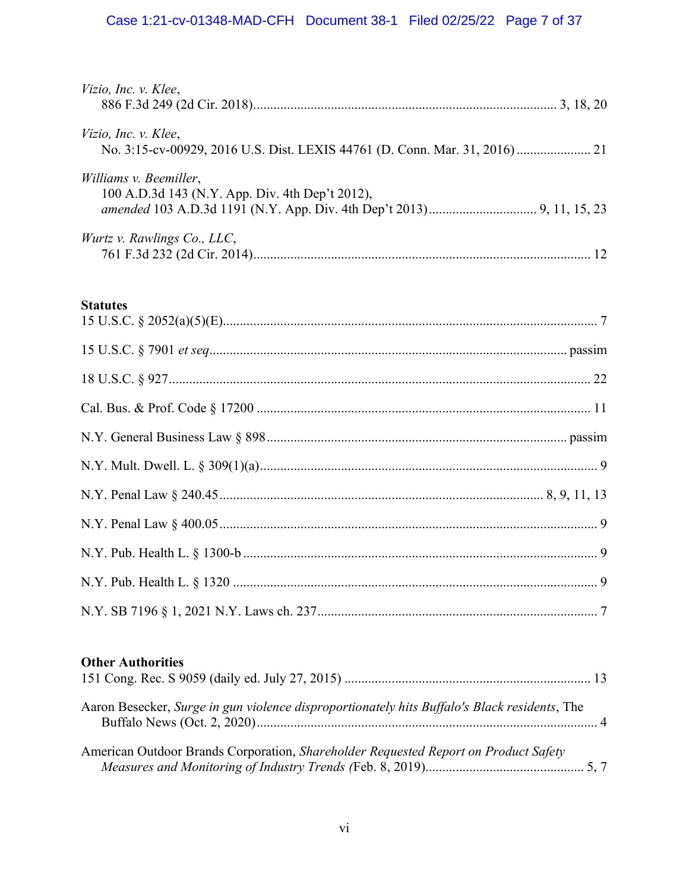*Vizio, Inc. v. Klee*,
886 F.3d 249 (2d Cir. 2018)........................................................................................... 3, 18, 20

*Vizio, Inc. v. Klee*,
No. 3:15-cv-00929, 2016 U.S. Dist. LEXIS 44761 (D. Conn. Mar. 31, 2016)...................... 21

*Williams v. Beemiller*,
100 A.D.3d 143 (N.Y. App. Div. 4th Dep't 2012),
*amended* 103 A.D.3d 1191 (N.Y. App. Div. 4th Dep't 2013)................................ 9, 11, 15, 23

*Wurtz v. Rawlings Co., LLC*,
761 F.3d 232 (2d Cir. 2014)................................................................................................... 12

**Statutes**

15 U.S.C. § 2052(a)(5)(E)............................................................................................................... 7

15 U.S.C. § 7901 *et seq*......................................................................................................... passim

18 U.S.C. § 927............................................................................................................................ 22

Cal. Bus. & Prof. Code § 17200 .................................................................................................. 11

N.Y. General Business Law § 898......................................................................................... passim

N.Y. Mult. Dwell. L. § 309(1)(a)..................................................................................................... 9

N.Y. Penal Law § 240.45............................................................................................... 8, 9, 11, 13

N.Y. Penal Law § 400.05................................................................................................................ 9

N.Y. Pub. Health L. § 1300-b ......................................................................................................... 9

N.Y. Pub. Health L. § 1320 ............................................................................................................ 9

N.Y. SB 7196 § 1, 2021 N.Y. Laws ch. 237................................................................................... 7

**Other Authorities**

151 Cong. Rec. S 9059 (daily ed. July 27, 2015) ......................................................................... 13

Aaron Besecker, *Surge in gun violence disproportionately hits Buffalo's Black residents*, The Buffalo News (Oct. 2, 2020)...................................................................................................... 4

American Outdoor Brands Corporation, *Shareholder Requested Report on Product Safety Measures and Monitoring of Industry Trends (*Feb. 8, 2019)............................................... 5, 7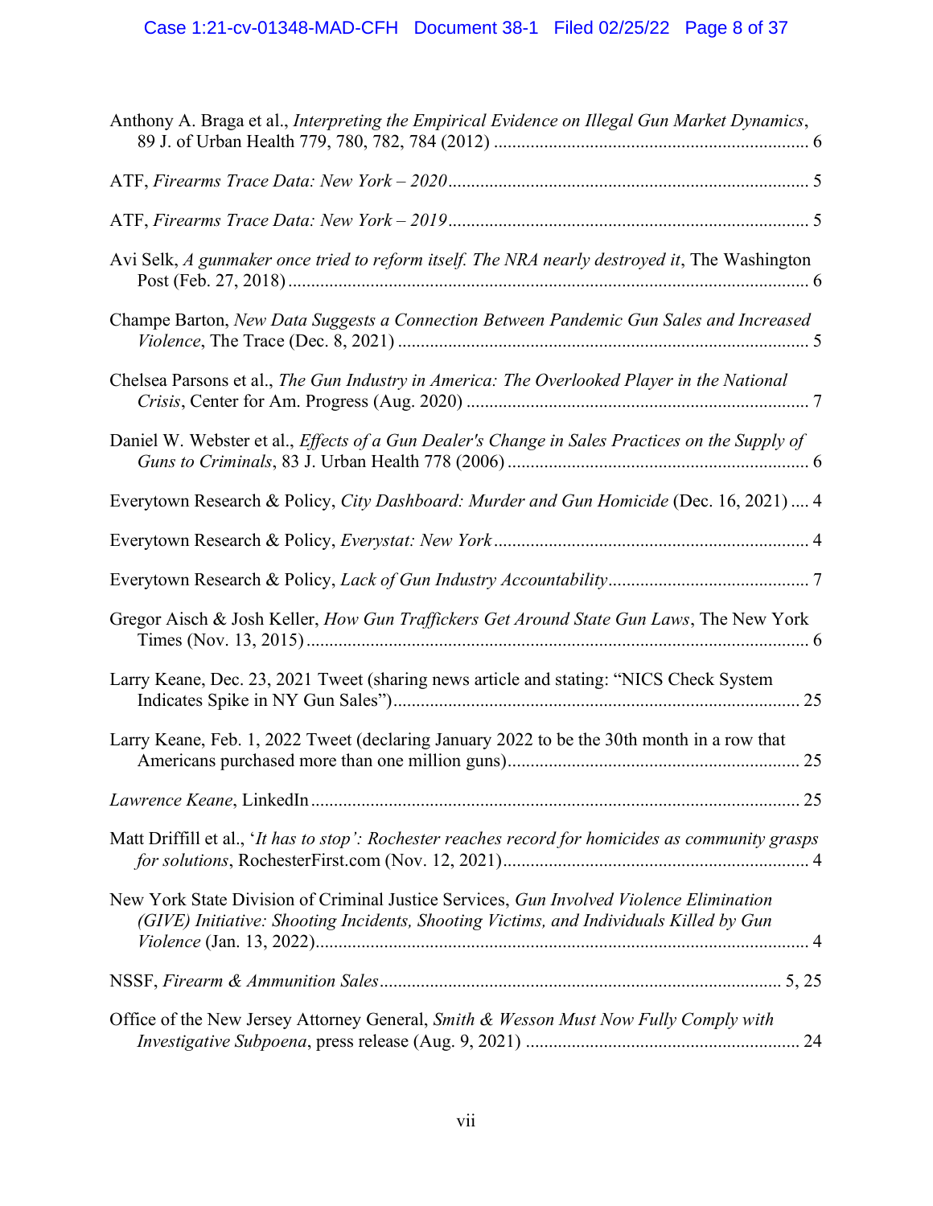Anthony A. Braga et al., *Interpreting the Empirical Evidence on Illegal Gun Market Dynamics*, 89 J. of Urban Health 779, 780, 782, 784 (2012) ..................................................................... 6

ATF, *Firearms Trace Data: New York – 2020*............................................................................. 5

ATF, *Firearms Trace Data: New York – 2019*............................................................................. 5

Avi Selk, *A gunmaker once tried to reform itself. The NRA nearly destroyed it*, The Washington Post (Feb. 27, 2018)................................................................................................................. 6

Champe Barton, *New Data Suggests a Connection Between Pandemic Gun Sales and Increased Violence*, The Trace (Dec. 8, 2021) ......................................................................................... 5

Chelsea Parsons et al., *The Gun Industry in America: The Overlooked Player in the National Crisis*, Center for Am. Progress (Aug. 2020) .......................................................................... 7

Daniel W. Webster et al., *Effects of a Gun Dealer's Change in Sales Practices on the Supply of Guns to Criminals*, 83 J. Urban Health 778 (2006) .................................................................. 6

Everytown Research & Policy, *City Dashboard: Murder and Gun Homicide* (Dec. 16, 2021) .... 4

Everytown Research & Policy, *Everystat: New York*.................................................................... 4

Everytown Research & Policy, *Lack of Gun Industry Accountability*........................................... 7

Gregor Aisch & Josh Keller, *How Gun Traffickers Get Around State Gun Laws*, The New York Times (Nov. 13, 2015)............................................................................................................. 6

Larry Keane, Dec. 23, 2021 Tweet (sharing news article and stating: "NICS Check System Indicates Spike in NY Gun Sales")......................................................................................... 25

Larry Keane, Feb. 1, 2022 Tweet (declaring January 2022 to be the 30th month in a row that Americans purchased more than one million guns)............................................................... 25

*Lawrence Keane*, LinkedIn.......................................................................................................... 25

Matt Driffill et al., '*It has to stop': Rochester reaches record for homicides as community grasps for solutions*, RochesterFirst.com (Nov. 12, 2021).................................................................. 4

New York State Division of Criminal Justice Services, *Gun Involved Violence Elimination (GIVE) Initiative: Shooting Incidents, Shooting Victims, and Individuals Killed by Gun Violence* (Jan. 13, 2022)........................................................................................................... 4

NSSF, *Firearm & Ammunition Sales*....................................................................................... 5, 25

Office of the New Jersey Attorney General, *Smith & Wesson Must Now Fully Comply with Investigative Subpoena*, press release (Aug. 9, 2021) ........................................................... 24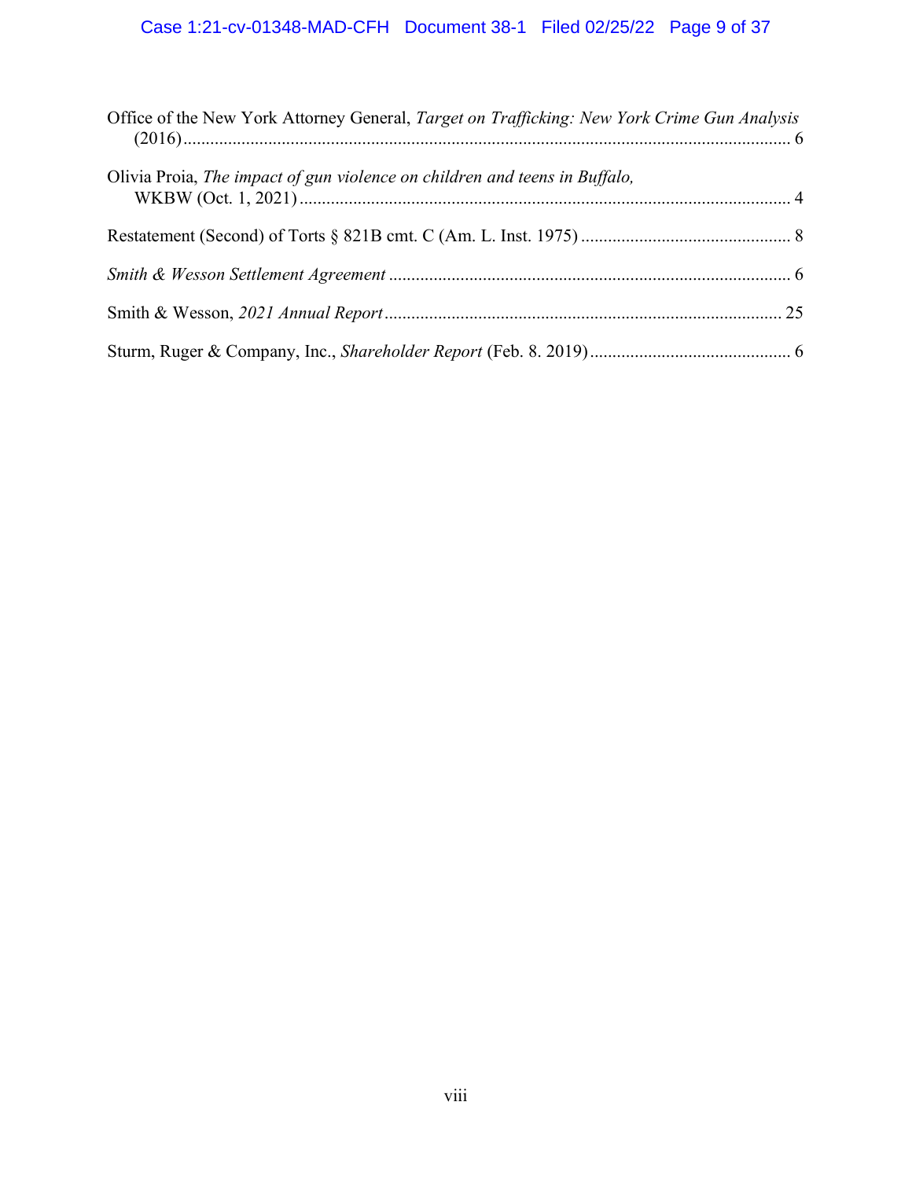Office of the New York Attorney General, *Target on Trafficking: New York Crime Gun Analysis* (2016) ........................................................................................................................... 6

Olivia Proia, *The impact of gun violence on children and teens in Buffalo,* WKBW (Oct. 1, 2021) ............................................................................................................. 4

Restatement (Second) of Torts § 821B cmt. C (Am. L. Inst. 1975) ............................................. 8

*Smith & Wesson Settlement Agreement* .......................................................................................... 6

Smith & Wesson, *2021 Annual Report* ......................................................................................... 25

Sturm, Ruger & Company, Inc., *Shareholder Report* (Feb. 8. 2019) ............................................ 6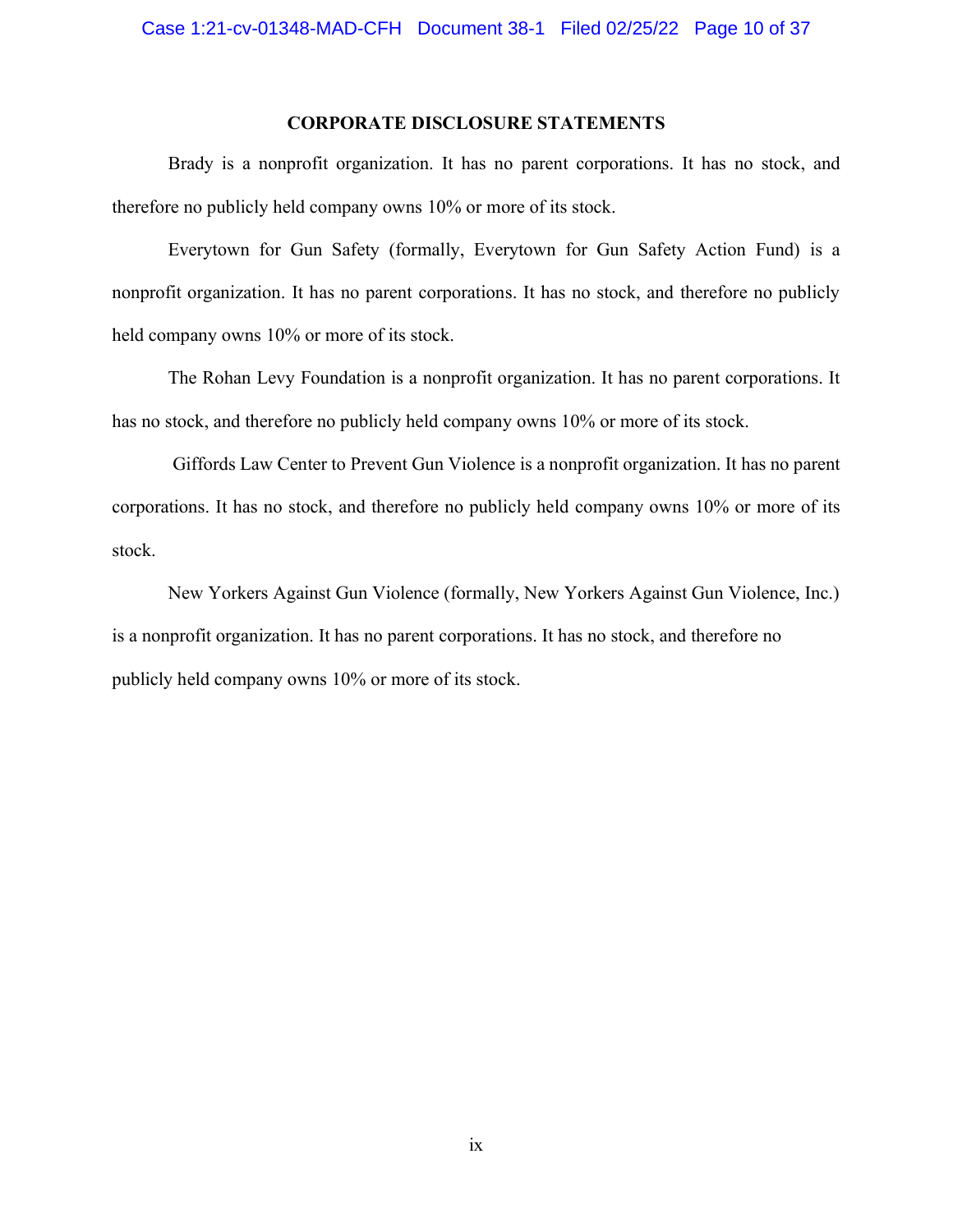## CORPORATE DISCLOSURE STATEMENTS

Brady is a nonprofit organization. It has no parent corporations. It has no stock, and therefore no publicly held company owns 10% or more of its stock.

Everytown for Gun Safety (formally, Everytown for Gun Safety Action Fund) is a nonprofit organization. It has no parent corporations. It has no stock, and therefore no publicly held company owns 10% or more of its stock.

The Rohan Levy Foundation is a nonprofit organization. It has no parent corporations. It has no stock, and therefore no publicly held company owns 10% or more of its stock.

Giffords Law Center to Prevent Gun Violence is a nonprofit organization. It has no parent corporations. It has no stock, and therefore no publicly held company owns 10% or more of its stock.

New Yorkers Against Gun Violence (formally, New Yorkers Against Gun Violence, Inc.) is a nonprofit organization. It has no parent corporations. It has no stock, and therefore no publicly held company owns 10% or more of its stock.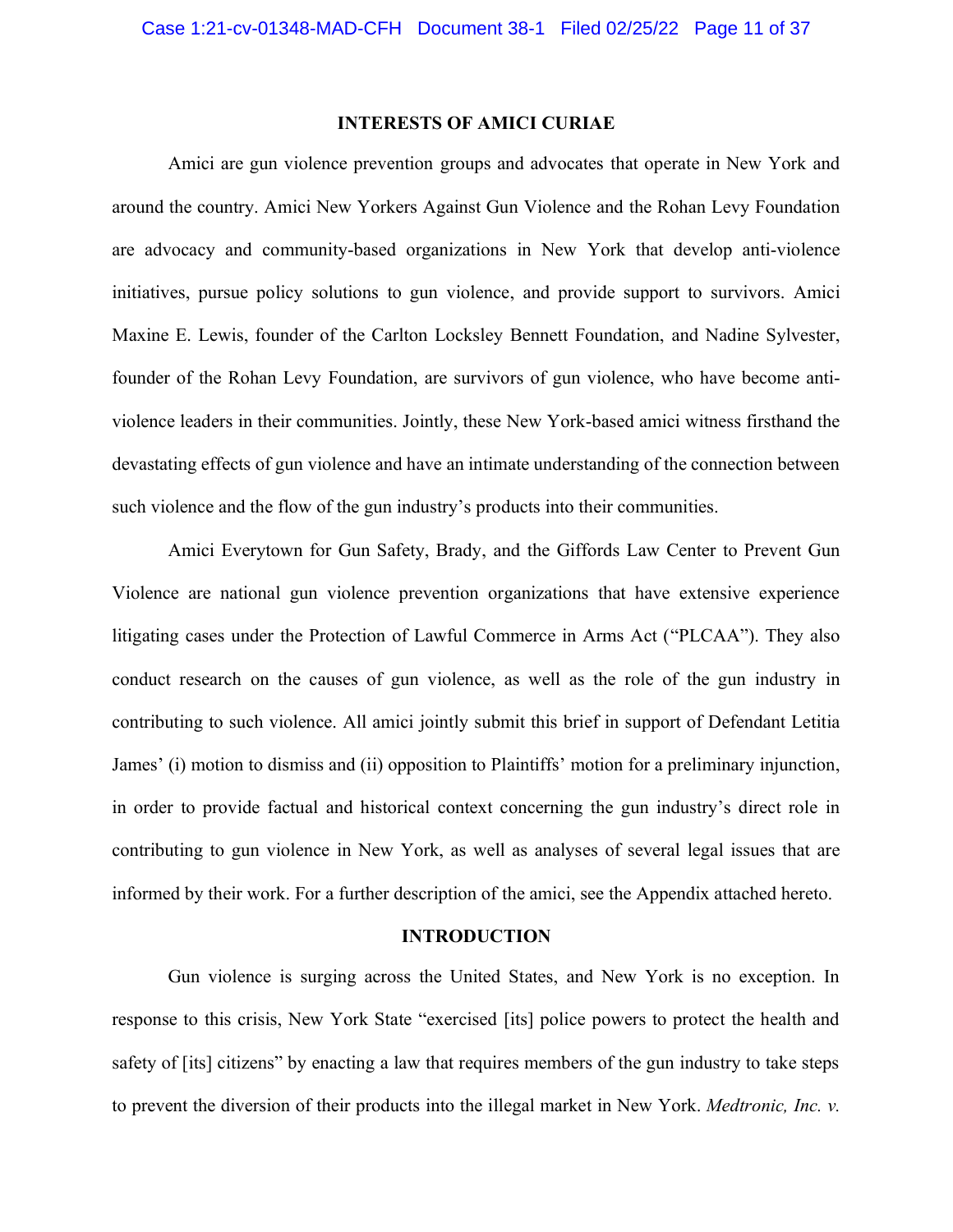## INTERESTS OF AMICI CURIAE

Amici are gun violence prevention groups and advocates that operate in New York and around the country. Amici New Yorkers Against Gun Violence and the Rohan Levy Foundation are advocacy and community-based organizations in New York that develop anti-violence initiatives, pursue policy solutions to gun violence, and provide support to survivors. Amici Maxine E. Lewis, founder of the Carlton Locksley Bennett Foundation, and Nadine Sylvester, founder of the Rohan Levy Foundation, are survivors of gun violence, who have become anti-violence leaders in their communities. Jointly, these New York-based amici witness firsthand the devastating effects of gun violence and have an intimate understanding of the connection between such violence and the flow of the gun industry's products into their communities.

Amici Everytown for Gun Safety, Brady, and the Giffords Law Center to Prevent Gun Violence are national gun violence prevention organizations that have extensive experience litigating cases under the Protection of Lawful Commerce in Arms Act ("PLCAA"). They also conduct research on the causes of gun violence, as well as the role of the gun industry in contributing to such violence. All amici jointly submit this brief in support of Defendant Letitia James' (i) motion to dismiss and (ii) opposition to Plaintiffs' motion for a preliminary injunction, in order to provide factual and historical context concerning the gun industry's direct role in contributing to gun violence in New York, as well as analyses of several legal issues that are informed by their work. For a further description of the amici, see the Appendix attached hereto.

## INTRODUCTION

Gun violence is surging across the United States, and New York is no exception. In response to this crisis, New York State "exercised [its] police powers to protect the health and safety of [its] citizens" by enacting a law that requires members of the gun industry to take steps to prevent the diversion of their products into the illegal market in New York. *Medtronic, Inc. v.*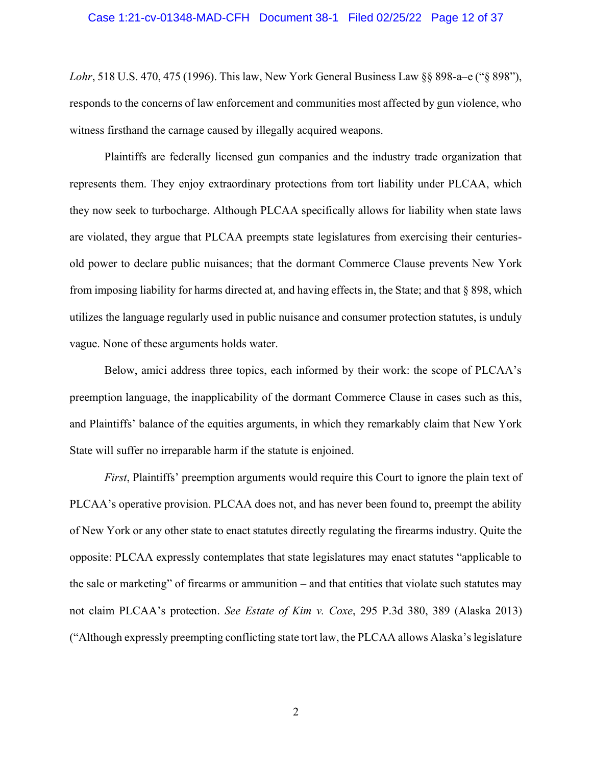*Lohr*, 518 U.S. 470, 475 (1996). This law, New York General Business Law §§ 898-a–e ("§ 898"), responds to the concerns of law enforcement and communities most affected by gun violence, who witness firsthand the carnage caused by illegally acquired weapons.

Plaintiffs are federally licensed gun companies and the industry trade organization that represents them. They enjoy extraordinary protections from tort liability under PLCAA, which they now seek to turbocharge. Although PLCAA specifically allows for liability when state laws are violated, they argue that PLCAA preempts state legislatures from exercising their centuries-old power to declare public nuisances; that the dormant Commerce Clause prevents New York from imposing liability for harms directed at, and having effects in, the State; and that § 898, which utilizes the language regularly used in public nuisance and consumer protection statutes, is unduly vague. None of these arguments holds water.

Below, amici address three topics, each informed by their work: the scope of PLCAA's preemption language, the inapplicability of the dormant Commerce Clause in cases such as this, and Plaintiffs' balance of the equities arguments, in which they remarkably claim that New York State will suffer no irreparable harm if the statute is enjoined.

*First*, Plaintiffs' preemption arguments would require this Court to ignore the plain text of PLCAA's operative provision. PLCAA does not, and has never been found to, preempt the ability of New York or any other state to enact statutes directly regulating the firearms industry. Quite the opposite: PLCAA expressly contemplates that state legislatures may enact statutes "applicable to the sale or marketing" of firearms or ammunition – and that entities that violate such statutes may not claim PLCAA's protection. *See Estate of Kim v. Coxe*, 295 P.3d 380, 389 (Alaska 2013) ("Although expressly preempting conflicting state tort law, the PLCAA allows Alaska's legislature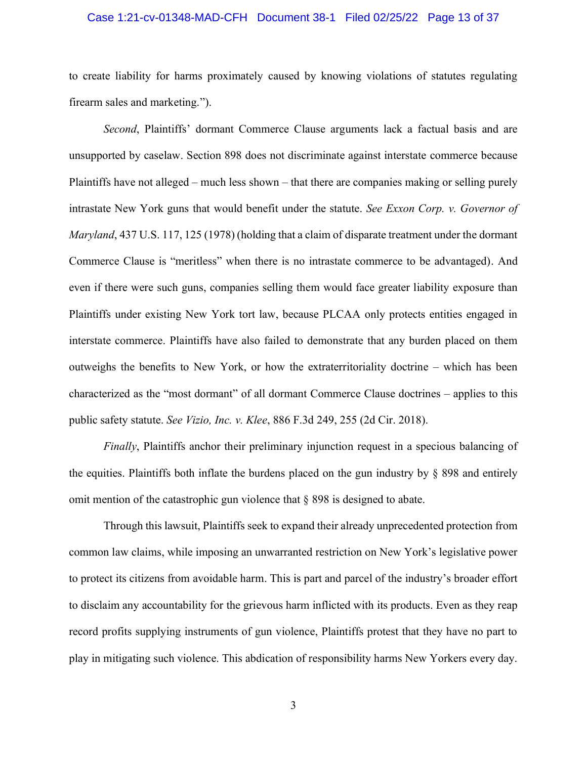to create liability for harms proximately caused by knowing violations of statutes regulating firearm sales and marketing.").

*Second*, Plaintiffs' dormant Commerce Clause arguments lack a factual basis and are unsupported by caselaw. Section 898 does not discriminate against interstate commerce because Plaintiffs have not alleged – much less shown – that there are companies making or selling purely intrastate New York guns that would benefit under the statute. *See Exxon Corp. v. Governor of Maryland*, 437 U.S. 117, 125 (1978) (holding that a claim of disparate treatment under the dormant Commerce Clause is "meritless" when there is no intrastate commerce to be advantaged). And even if there were such guns, companies selling them would face greater liability exposure than Plaintiffs under existing New York tort law, because PLCAA only protects entities engaged in interstate commerce. Plaintiffs have also failed to demonstrate that any burden placed on them outweighs the benefits to New York, or how the extraterritoriality doctrine – which has been characterized as the "most dormant" of all dormant Commerce Clause doctrines – applies to this public safety statute. *See Vizio, Inc. v. Klee*, 886 F.3d 249, 255 (2d Cir. 2018).

*Finally*, Plaintiffs anchor their preliminary injunction request in a specious balancing of the equities. Plaintiffs both inflate the burdens placed on the gun industry by § 898 and entirely omit mention of the catastrophic gun violence that § 898 is designed to abate.

Through this lawsuit, Plaintiffs seek to expand their already unprecedented protection from common law claims, while imposing an unwarranted restriction on New York's legislative power to protect its citizens from avoidable harm. This is part and parcel of the industry's broader effort to disclaim any accountability for the grievous harm inflicted with its products. Even as they reap record profits supplying instruments of gun violence, Plaintiffs protest that they have no part to play in mitigating such violence. This abdication of responsibility harms New Yorkers every day.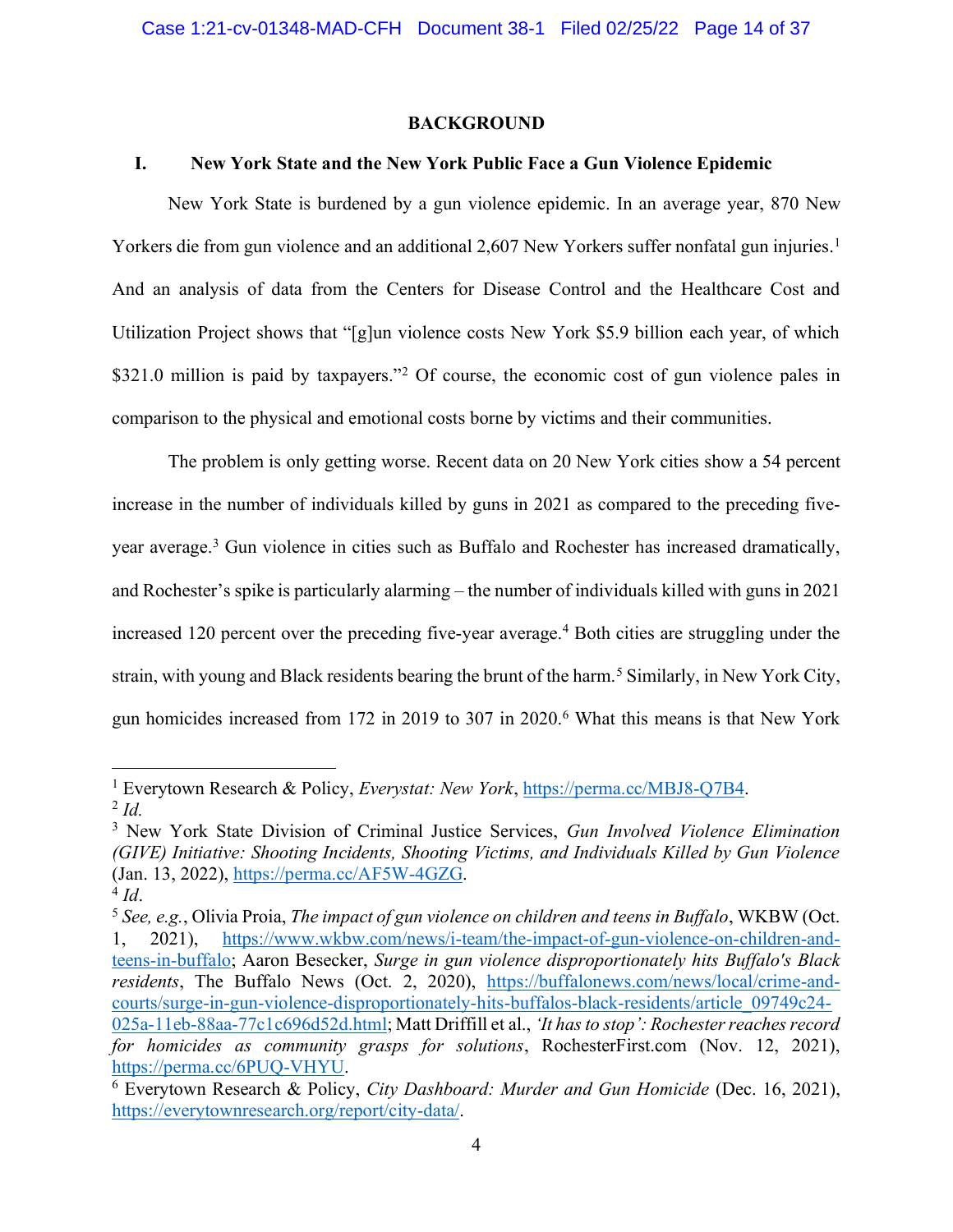## BACKGROUND

### I. New York State and the New York Public Face a Gun Violence Epidemic

New York State is burdened by a gun violence epidemic. In an average year, 870 New Yorkers die from gun violence and an additional 2,607 New Yorkers suffer nonfatal gun injuries.[1] And an analysis of data from the Centers for Disease Control and the Healthcare Cost and Utilization Project shows that "[g]un violence costs New York $5.9 billion each year, of which $321.0 million is paid by taxpayers."[2] Of course, the economic cost of gun violence pales in comparison to the physical and emotional costs borne by victims and their communities.

The problem is only getting worse. Recent data on 20 New York cities show a 54 percent increase in the number of individuals killed by guns in 2021 as compared to the preceding five-year average.[3] Gun violence in cities such as Buffalo and Rochester has increased dramatically, and Rochester's spike is particularly alarming – the number of individuals killed with guns in 2021 increased 120 percent over the preceding five-year average.[4] Both cities are struggling under the strain, with young and Black residents bearing the brunt of the harm.[5] Similarly, in New York City, gun homicides increased from 172 in 2019 to 307 in 2020.[6] What this means is that New York

---

[1] Everytown Research & Policy, *Everystat: New York*, https://perma.cc/MBJ8-Q7B4.

[2] *Id.*

[3] New York State Division of Criminal Justice Services, *Gun Involved Violence Elimination (GIVE) Initiative: Shooting Incidents, Shooting Victims, and Individuals Killed by Gun Violence* (Jan. 13, 2022), https://perma.cc/AF5W-4GZG.

[4] *Id*.

[5] *See, e.g.*, Olivia Proia, *The impact of gun violence on children and teens in Buffalo*, WKBW (Oct. 1, 2021), https://www.wkbw.com/news/i-team/the-impact-of-gun-violence-on-children-and-teens-in-buffalo; Aaron Besecker, *Surge in gun violence disproportionately hits Buffalo's Black residents*, The Buffalo News (Oct. 2, 2020), https://buffalonews.com/news/local/crime-and-courts/surge-in-gun-violence-disproportionately-hits-buffalos-black-residents/article_09749c24-025a-11eb-88aa-77c1c696d52d.html; Matt Driffill et al., *'It has to stop': Rochester reaches record for homicides as community grasps for solutions*, RochesterFirst.com (Nov. 12, 2021), https://perma.cc/6PUQ-VHYU.

[6] Everytown Research & Policy, *City Dashboard: Murder and Gun Homicide* (Dec. 16, 2021), https://everytownresearch.org/report/city-data/.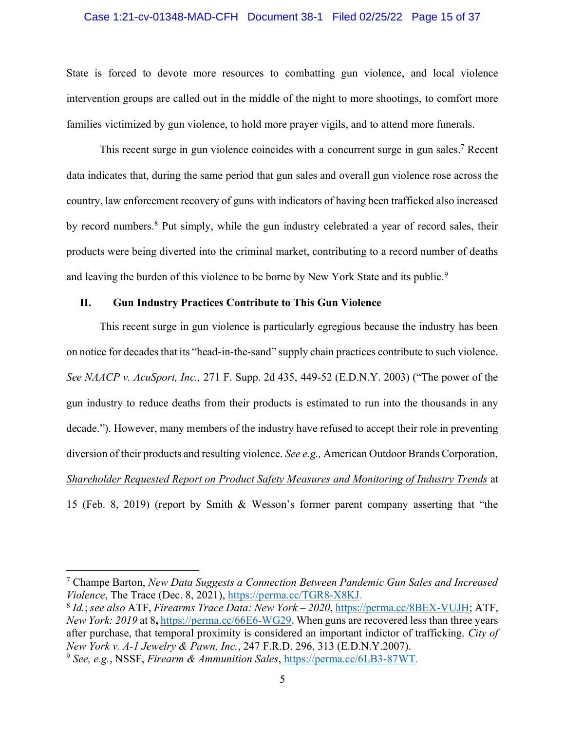State is forced to devote more resources to combatting gun violence, and local violence intervention groups are called out in the middle of the night to more shootings, to comfort more families victimized by gun violence, to hold more prayer vigils, and to attend more funerals.

This recent surge in gun violence coincides with a concurrent surge in gun sales.[7] Recent data indicates that, during the same period that gun sales and overall gun violence rose across the country, law enforcement recovery of guns with indicators of having been trafficked also increased by record numbers.[8] Put simply, while the gun industry celebrated a year of record sales, their products were being diverted into the criminal market, contributing to a record number of deaths and leaving the burden of this violence to be borne by New York State and its public.[9]

## II. Gun Industry Practices Contribute to This Gun Violence

This recent surge in gun violence is particularly egregious because the industry has been on notice for decades that its "head-in-the-sand" supply chain practices contribute to such violence. *See NAACP v. AcuSport, Inc.,* 271 F. Supp. 2d 435, 449-52 (E.D.N.Y. 2003) ("The power of the gun industry to reduce deaths from their products is estimated to run into the thousands in any decade."). However, many members of the industry have refused to accept their role in preventing diversion of their products and resulting violence. *See e.g.,* American Outdoor Brands Corporation, Shareholder Requested Report on Product Safety Measures and Monitoring of Industry Trends at 15 (Feb. 8, 2019) (report by Smith & Wesson's former parent company asserting that "the

---

[7] Champe Barton, *New Data Suggests a Connection Between Pandemic Gun Sales and Increased Violence*, The Trace (Dec. 8, 2021), https://perma.cc/TGR8-X8KJ.

[8] *Id.*; *see also* ATF, *Firearms Trace Data: New York – 2020*, https://perma.cc/8BEX-VUJH; ATF, *New York: 2019* at 8, https://perma.cc/66E6-WG29. When guns are recovered less than three years after purchase, that temporal proximity is considered an important indictor of trafficking. *City of New York v. A-1 Jewelry & Pawn, Inc.*, 247 F.R.D. 296, 313 (E.D.N.Y.2007).

[9] *See, e.g.*, NSSF, *Firearm & Ammunition Sales*, https://perma.cc/6LB3-87WT.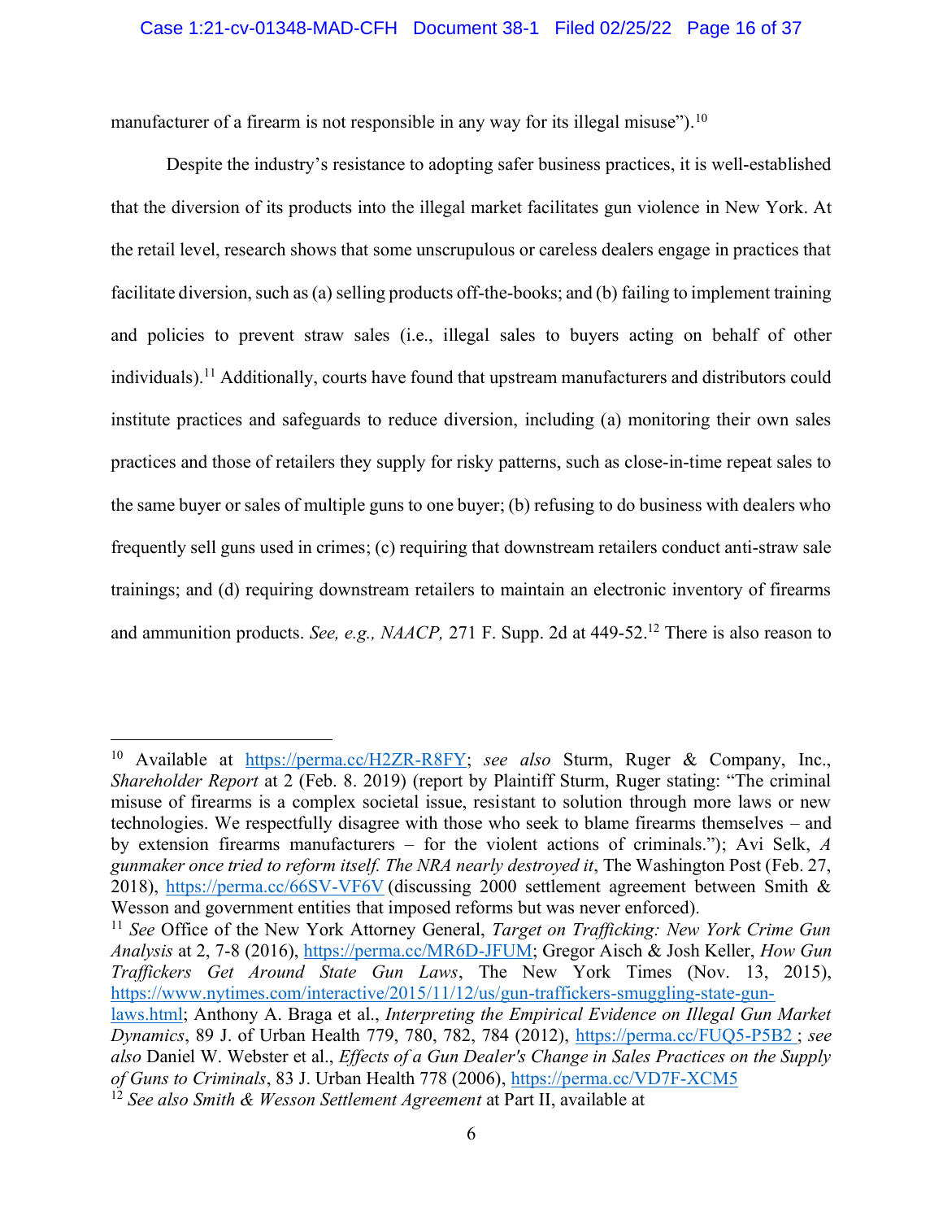manufacturer of a firearm is not responsible in any way for its illegal misuse").[10]

Despite the industry's resistance to adopting safer business practices, it is well-established that the diversion of its products into the illegal market facilitates gun violence in New York. At the retail level, research shows that some unscrupulous or careless dealers engage in practices that facilitate diversion, such as (a) selling products off-the-books; and (b) failing to implement training and policies to prevent straw sales (i.e., illegal sales to buyers acting on behalf of other individuals).[11] Additionally, courts have found that upstream manufacturers and distributors could institute practices and safeguards to reduce diversion, including (a) monitoring their own sales practices and those of retailers they supply for risky patterns, such as close-in-time repeat sales to the same buyer or sales of multiple guns to one buyer; (b) refusing to do business with dealers who frequently sell guns used in crimes; (c) requiring that downstream retailers conduct anti-straw sale trainings; and (d) requiring downstream retailers to maintain an electronic inventory of firearms and ammunition products. *See, e.g., NAACP,* 271 F. Supp. 2d at 449-52.[12] There is also reason to

---

[10] Available at https://perma.cc/H2ZR-R8FY; *see also* Sturm, Ruger & Company, Inc., *Shareholder Report* at 2 (Feb. 8. 2019) (report by Plaintiff Sturm, Ruger stating: "The criminal misuse of firearms is a complex societal issue, resistant to solution through more laws or new technologies. We respectfully disagree with those who seek to blame firearms themselves – and by extension firearms manufacturers – for the violent actions of criminals."); Avi Selk, *A gunmaker once tried to reform itself. The NRA nearly destroyed it*, The Washington Post (Feb. 27, 2018), https://perma.cc/66SV-VF6V (discussing 2000 settlement agreement between Smith & Wesson and government entities that imposed reforms but was never enforced).

[11] *See* Office of the New York Attorney General, *Target on Trafficking: New York Crime Gun Analysis* at 2, 7-8 (2016), https://perma.cc/MR6D-JFUM; Gregor Aisch & Josh Keller, *How Gun Traffickers Get Around State Gun Laws*, The New York Times (Nov. 13, 2015), https://www.nytimes.com/interactive/2015/11/12/us/gun-traffickers-smuggling-state-gun-laws.html; Anthony A. Braga et al., *Interpreting the Empirical Evidence on Illegal Gun Market Dynamics*, 89 J. of Urban Health 779, 780, 782, 784 (2012), https://perma.cc/FUQ5-P5B2 ; *see also* Daniel W. Webster et al., *Effects of a Gun Dealer's Change in Sales Practices on the Supply of Guns to Criminals*, 83 J. Urban Health 778 (2006), https://perma.cc/VD7F-XCM5

[12] *See also Smith & Wesson Settlement Agreement* at Part II, available at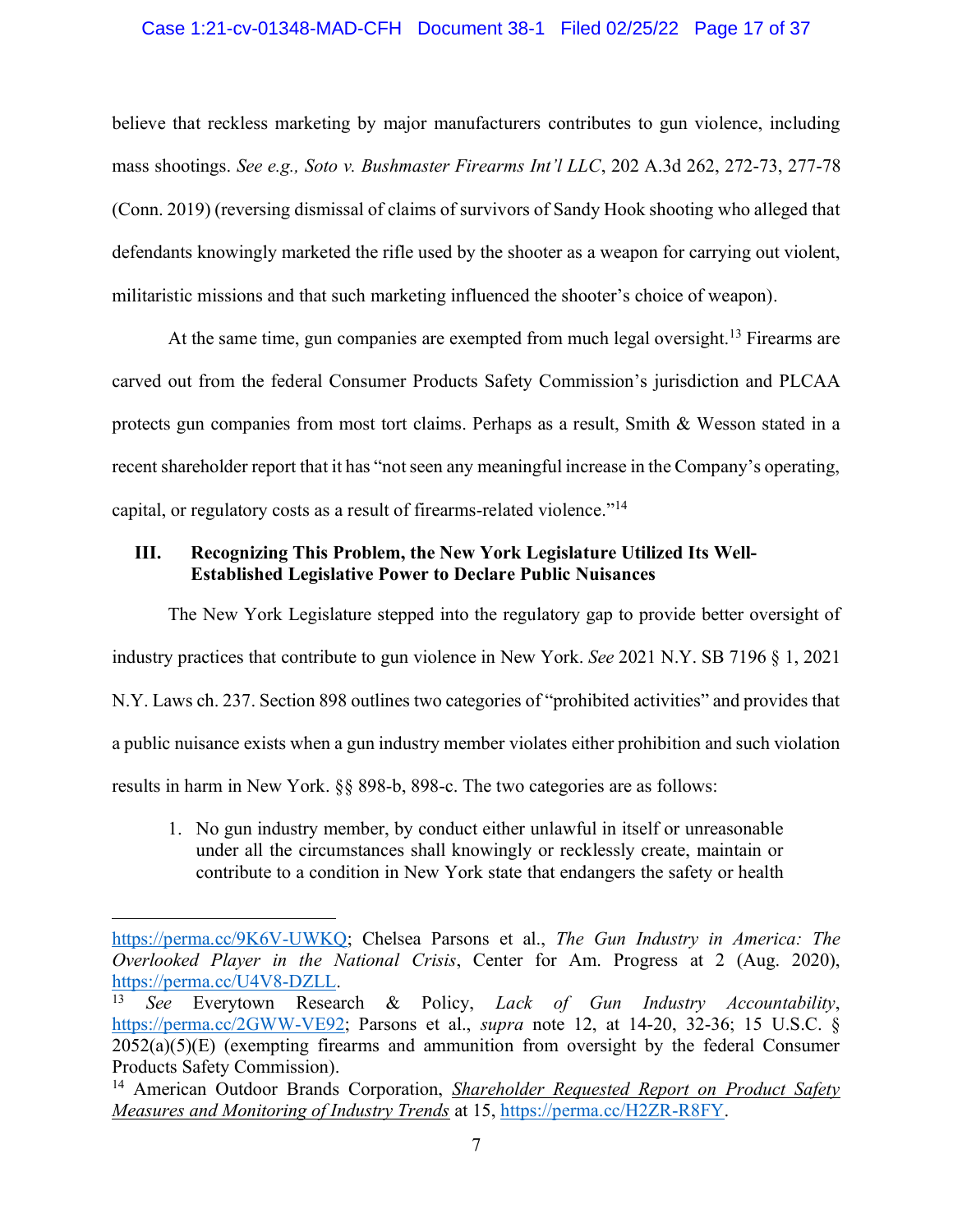believe that reckless marketing by major manufacturers contributes to gun violence, including mass shootings. *See e.g., Soto v. Bushmaster Firearms Int'l LLC*, 202 A.3d 262, 272-73, 277-78 (Conn. 2019) (reversing dismissal of claims of survivors of Sandy Hook shooting who alleged that defendants knowingly marketed the rifle used by the shooter as a weapon for carrying out violent, militaristic missions and that such marketing influenced the shooter's choice of weapon).

At the same time, gun companies are exempted from much legal oversight.[13] Firearms are carved out from the federal Consumer Products Safety Commission's jurisdiction and PLCAA protects gun companies from most tort claims. Perhaps as a result, Smith & Wesson stated in a recent shareholder report that it has "not seen any meaningful increase in the Company's operating, capital, or regulatory costs as a result of firearms-related violence."[14]

### III. Recognizing This Problem, the New York Legislature Utilized Its Well-Established Legislative Power to Declare Public Nuisances

The New York Legislature stepped into the regulatory gap to provide better oversight of industry practices that contribute to gun violence in New York. *See* 2021 N.Y. SB 7196 § 1, 2021 N.Y. Laws ch. 237. Section 898 outlines two categories of "prohibited activities" and provides that a public nuisance exists when a gun industry member violates either prohibition and such violation results in harm in New York. §§ 898-b, 898-c. The two categories are as follows:

1. No gun industry member, by conduct either unlawful in itself or unreasonable under all the circumstances shall knowingly or recklessly create, maintain or contribute to a condition in New York state that endangers the safety or health

---

https://perma.cc/9K6V-UWKQ; Chelsea Parsons et al., *The Gun Industry in America: The Overlooked Player in the National Crisis*, Center for Am. Progress at 2 (Aug. 2020), https://perma.cc/U4V8-DZLL.

[13] *See* Everytown Research & Policy, *Lack of Gun Industry Accountability*, https://perma.cc/2GWW-VE92; Parsons et al., *supra* note 12, at 14-20, 32-36; 15 U.S.C. § 2052(a)(5)(E) (exempting firearms and ammunition from oversight by the federal Consumer Products Safety Commission).

[14] American Outdoor Brands Corporation, *Shareholder Requested Report on Product Safety Measures and Monitoring of Industry Trends* at 15, https://perma.cc/H2ZR-R8FY.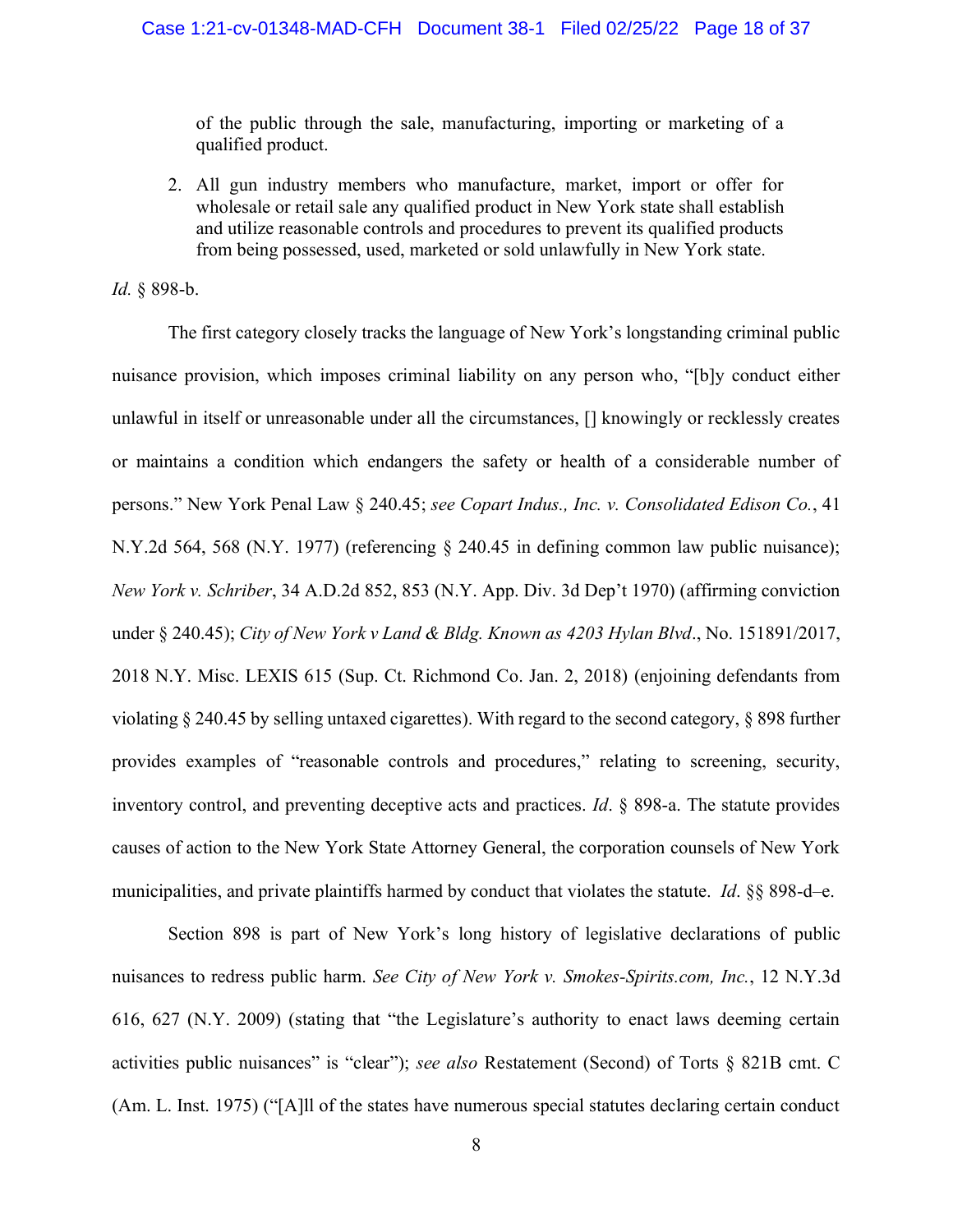> of the public through the sale, manufacturing, importing or marketing of a qualified product.
>
> 2. All gun industry members who manufacture, market, import or offer for wholesale or retail sale any qualified product in New York state shall establish and utilize reasonable controls and procedures to prevent its qualified products from being possessed, used, marketed or sold unlawfully in New York state.

*Id.* § 898-b.

The first category closely tracks the language of New York's longstanding criminal public nuisance provision, which imposes criminal liability on any person who, "[b]y conduct either unlawful in itself or unreasonable under all the circumstances, [] knowingly or recklessly creates or maintains a condition which endangers the safety or health of a considerable number of persons." New York Penal Law § 240.45; *see Copart Indus., Inc. v. Consolidated Edison Co.*, 41 N.Y.2d 564, 568 (N.Y. 1977) (referencing § 240.45 in defining common law public nuisance); *New York v. Schriber*, 34 A.D.2d 852, 853 (N.Y. App. Div. 3d Dep't 1970) (affirming conviction under § 240.45); *City of New York v Land & Bldg. Known as 4203 Hylan Blvd*., No. 151891/2017, 2018 N.Y. Misc. LEXIS 615 (Sup. Ct. Richmond Co. Jan. 2, 2018) (enjoining defendants from violating § 240.45 by selling untaxed cigarettes). With regard to the second category, § 898 further provides examples of "reasonable controls and procedures," relating to screening, security, inventory control, and preventing deceptive acts and practices. *Id*. § 898-a. The statute provides causes of action to the New York State Attorney General, the corporation counsels of New York municipalities, and private plaintiffs harmed by conduct that violates the statute. *Id*. §§ 898-d–e.

Section 898 is part of New York's long history of legislative declarations of public nuisances to redress public harm. *See City of New York v. Smokes-Spirits.com, Inc.*, 12 N.Y.3d 616, 627 (N.Y. 2009) (stating that "the Legislature's authority to enact laws deeming certain activities public nuisances" is "clear"); *see also* Restatement (Second) of Torts § 821B cmt. C (Am. L. Inst. 1975) ("[A]ll of the states have numerous special statutes declaring certain conduct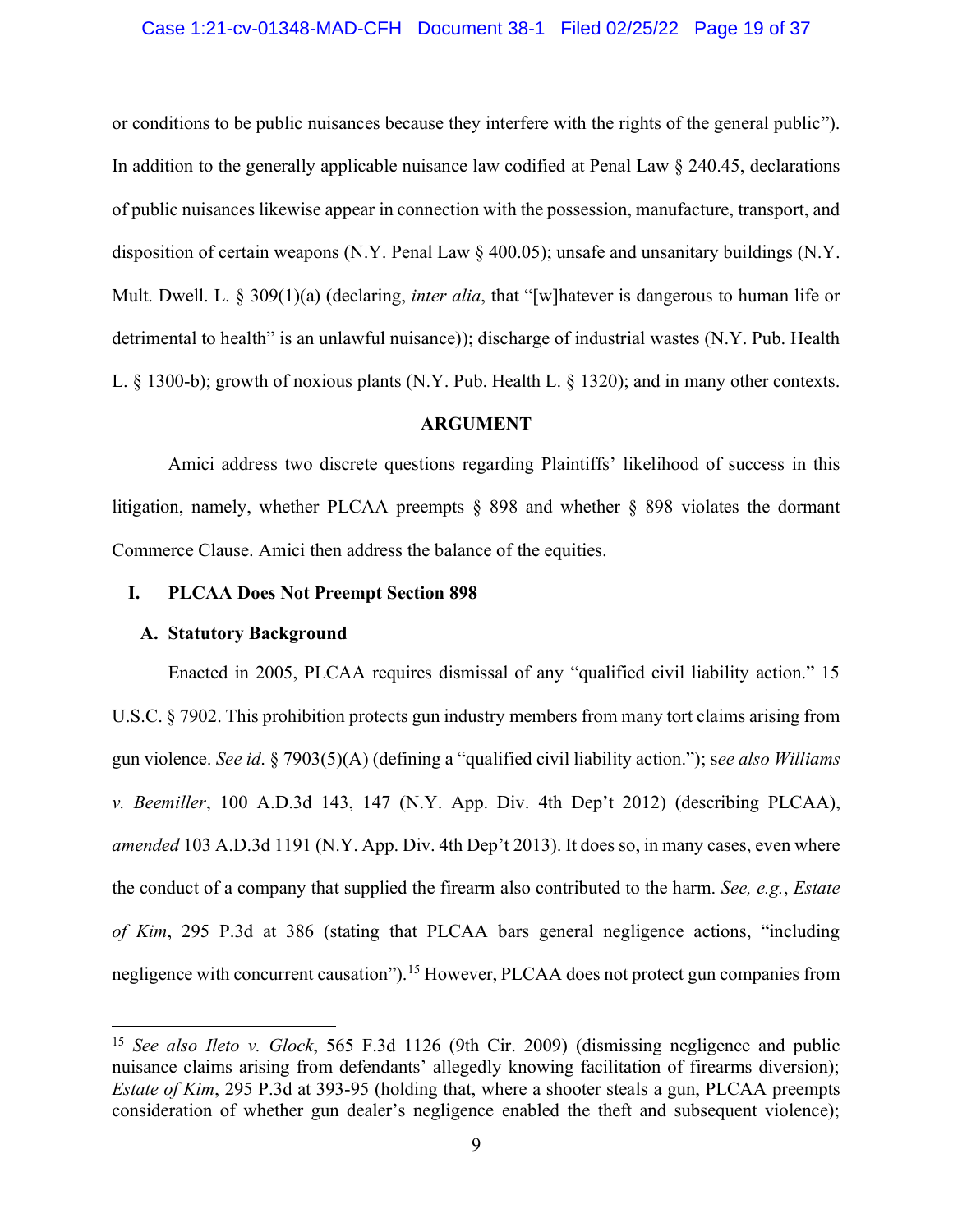or conditions to be public nuisances because they interfere with the rights of the general public"). In addition to the generally applicable nuisance law codified at Penal Law § 240.45, declarations of public nuisances likewise appear in connection with the possession, manufacture, transport, and disposition of certain weapons (N.Y. Penal Law § 400.05); unsafe and unsanitary buildings (N.Y. Mult. Dwell. L. § 309(1)(a) (declaring, *inter alia*, that "[w]hatever is dangerous to human life or detrimental to health" is an unlawful nuisance)); discharge of industrial wastes (N.Y. Pub. Health L. § 1300-b); growth of noxious plants (N.Y. Pub. Health L. § 1320); and in many other contexts.

## ARGUMENT

Amici address two discrete questions regarding Plaintiffs' likelihood of success in this litigation, namely, whether PLCAA preempts § 898 and whether § 898 violates the dormant Commerce Clause. Amici then address the balance of the equities.

### I. PLCAA Does Not Preempt Section 898

#### A. Statutory Background

Enacted in 2005, PLCAA requires dismissal of any "qualified civil liability action." 15 U.S.C. § 7902. This prohibition protects gun industry members from many tort claims arising from gun violence. *See id*. § 7903(5)(A) (defining a "qualified civil liability action."); s*ee also Williams v. Beemiller*, 100 A.D.3d 143, 147 (N.Y. App. Div. 4th Dep't 2012) (describing PLCAA), *amended* 103 A.D.3d 1191 (N.Y. App. Div. 4th Dep't 2013). It does so, in many cases, even where the conduct of a company that supplied the firearm also contributed to the harm. *See, e.g.*, *Estate of Kim*, 295 P.3d at 386 (stating that PLCAA bars general negligence actions, "including negligence with concurrent causation").[15] However, PLCAA does not protect gun companies from

[15] *See also Ileto v. Glock*, 565 F.3d 1126 (9th Cir. 2009) (dismissing negligence and public nuisance claims arising from defendants' allegedly knowing facilitation of firearms diversion); *Estate of Kim*, 295 P.3d at 393-95 (holding that, where a shooter steals a gun, PLCAA preempts consideration of whether gun dealer's negligence enabled the theft and subsequent violence);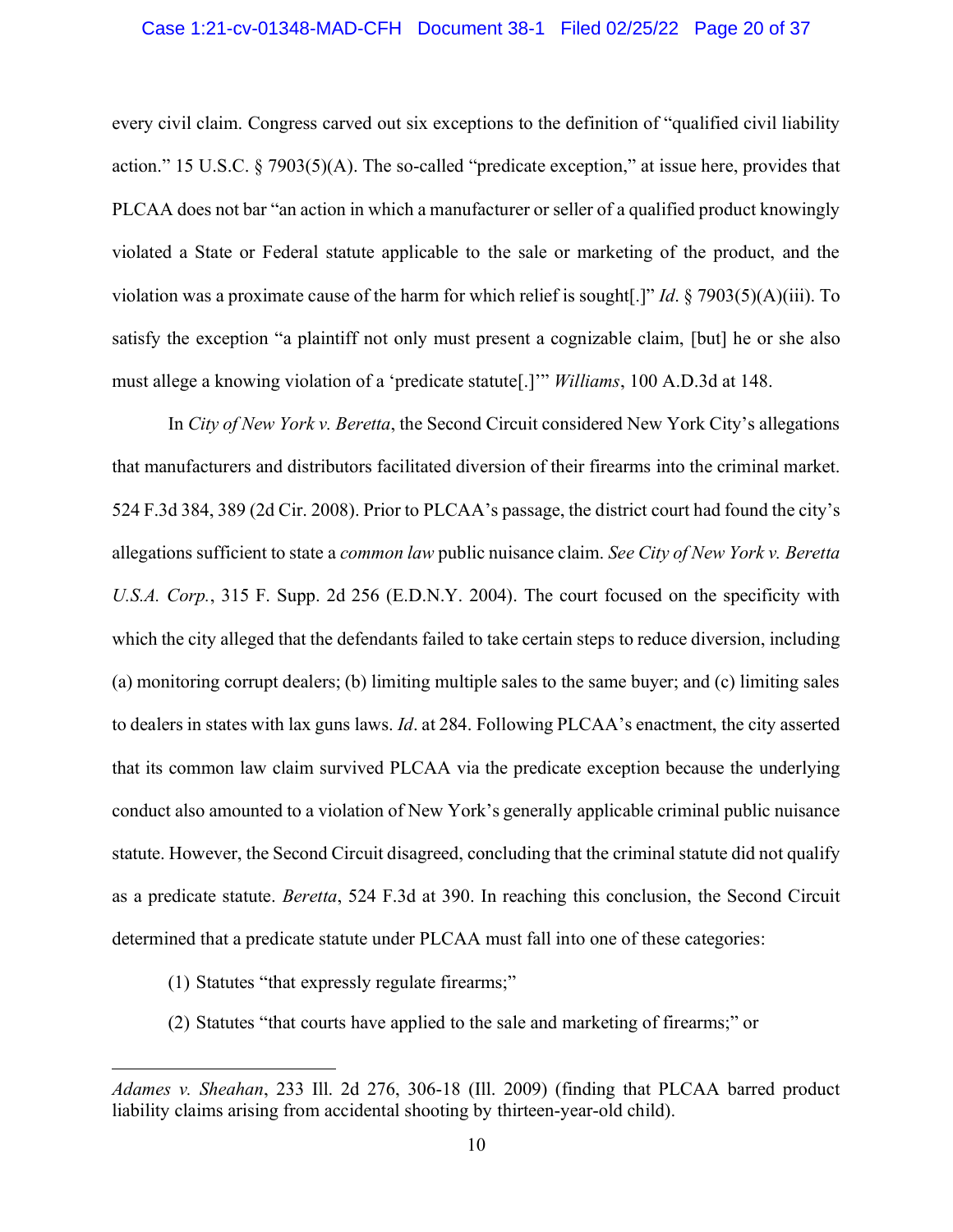every civil claim. Congress carved out six exceptions to the definition of "qualified civil liability action." 15 U.S.C. § 7903(5)(A). The so-called "predicate exception," at issue here, provides that PLCAA does not bar "an action in which a manufacturer or seller of a qualified product knowingly violated a State or Federal statute applicable to the sale or marketing of the product, and the violation was a proximate cause of the harm for which relief is sought[.]" *Id*. § 7903(5)(A)(iii). To satisfy the exception "a plaintiff not only must present a cognizable claim, [but] he or she also must allege a knowing violation of a 'predicate statute[.]'" *Williams*, 100 A.D.3d at 148.

In *City of New York v. Beretta*, the Second Circuit considered New York City's allegations that manufacturers and distributors facilitated diversion of their firearms into the criminal market. 524 F.3d 384, 389 (2d Cir. 2008). Prior to PLCAA's passage, the district court had found the city's allegations sufficient to state a *common law* public nuisance claim. *See City of New York v. Beretta U.S.A. Corp.*, 315 F. Supp. 2d 256 (E.D.N.Y. 2004). The court focused on the specificity with which the city alleged that the defendants failed to take certain steps to reduce diversion, including (a) monitoring corrupt dealers; (b) limiting multiple sales to the same buyer; and (c) limiting sales to dealers in states with lax guns laws. *Id*. at 284. Following PLCAA's enactment, the city asserted that its common law claim survived PLCAA via the predicate exception because the underlying conduct also amounted to a violation of New York's generally applicable criminal public nuisance statute. However, the Second Circuit disagreed, concluding that the criminal statute did not qualify as a predicate statute. *Beretta*, 524 F.3d at 390. In reaching this conclusion, the Second Circuit determined that a predicate statute under PLCAA must fall into one of these categories:

(1) Statutes "that expressly regulate firearms;"

(2) Statutes "that courts have applied to the sale and marketing of firearms;" or

---

*Adames v. Sheahan*, 233 Ill. 2d 276, 306-18 (Ill. 2009) (finding that PLCAA barred product liability claims arising from accidental shooting by thirteen-year-old child).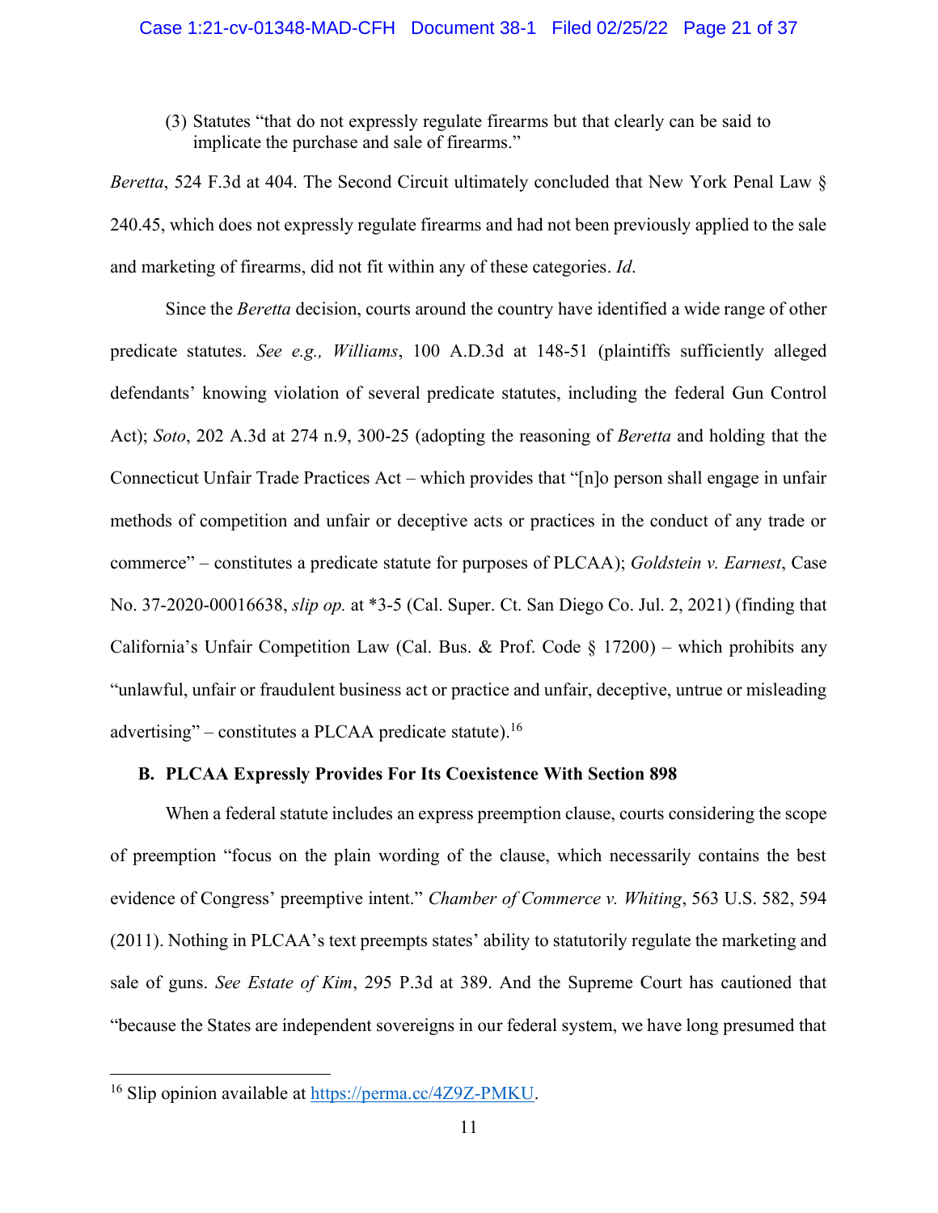(3) Statutes "that do not expressly regulate firearms but that clearly can be said to implicate the purchase and sale of firearms."

*Beretta*, 524 F.3d at 404. The Second Circuit ultimately concluded that New York Penal Law § 240.45, which does not expressly regulate firearms and had not been previously applied to the sale and marketing of firearms, did not fit within any of these categories. *Id*.

Since the *Beretta* decision, courts around the country have identified a wide range of other predicate statutes. *See e.g., Williams*, 100 A.D.3d at 148-51 (plaintiffs sufficiently alleged defendants' knowing violation of several predicate statutes, including the federal Gun Control Act); *Soto*, 202 A.3d at 274 n.9, 300-25 (adopting the reasoning of *Beretta* and holding that the Connecticut Unfair Trade Practices Act – which provides that "[n]o person shall engage in unfair methods of competition and unfair or deceptive acts or practices in the conduct of any trade or commerce" – constitutes a predicate statute for purposes of PLCAA); *Goldstein v. Earnest*, Case No. 37-2020-00016638, *slip op.* at *3-5 (Cal. Super. Ct. San Diego Co. Jul. 2, 2021) (finding that California's Unfair Competition Law (Cal. Bus. & Prof. Code § 17200) – which prohibits any "unlawful, unfair or fraudulent business act or practice and unfair, deceptive, untrue or misleading advertising" – constitutes a PLCAA predicate statute).[16]

### B. PLCAA Expressly Provides For Its Coexistence With Section 898

When a federal statute includes an express preemption clause, courts considering the scope of preemption "focus on the plain wording of the clause, which necessarily contains the best evidence of Congress' preemptive intent." *Chamber of Commerce v. Whiting*, 563 U.S. 582, 594 (2011). Nothing in PLCAA's text preempts states' ability to statutorily regulate the marketing and sale of guns. *See Estate of Kim*, 295 P.3d at 389. And the Supreme Court has cautioned that "because the States are independent sovereigns in our federal system, we have long presumed that

[16] Slip opinion available at https://perma.cc/4Z9Z-PMKU.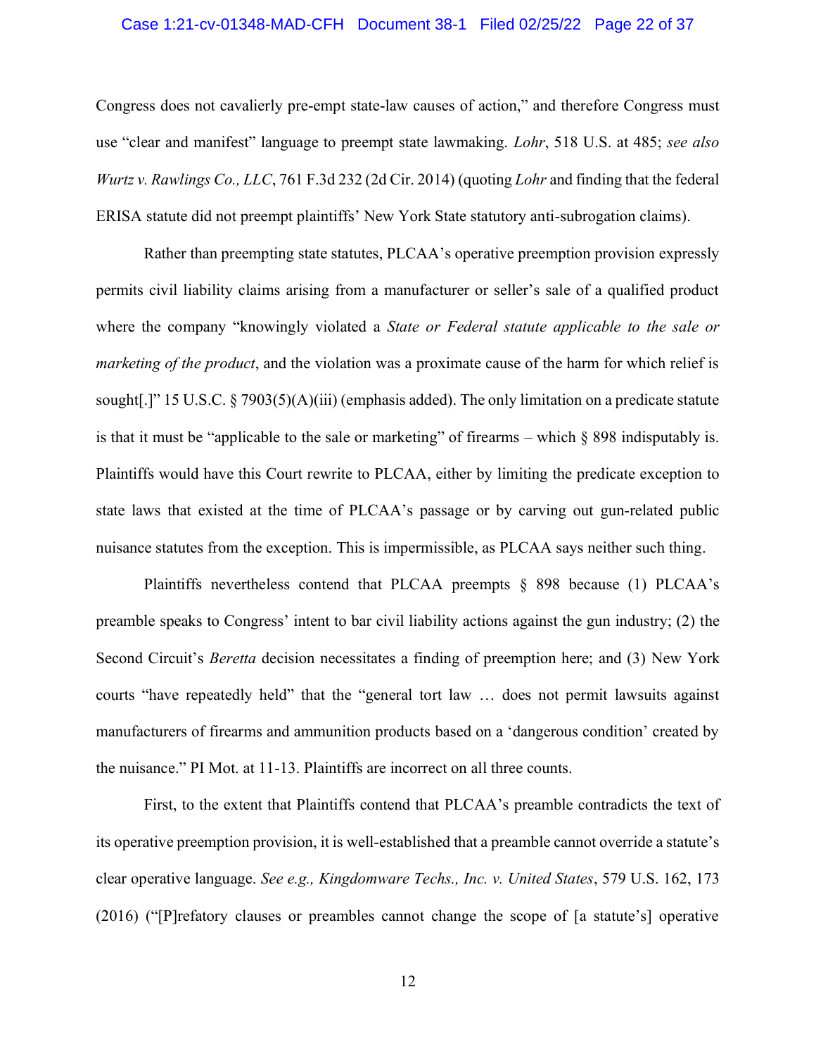Congress does not cavalierly pre-empt state-law causes of action," and therefore Congress must use "clear and manifest" language to preempt state lawmaking. *Lohr*, 518 U.S. at 485; *see also Wurtz v. Rawlings Co., LLC*, 761 F.3d 232 (2d Cir. 2014) (quoting *Lohr* and finding that the federal ERISA statute did not preempt plaintiffs' New York State statutory anti-subrogation claims).

Rather than preempting state statutes, PLCAA's operative preemption provision expressly permits civil liability claims arising from a manufacturer or seller's sale of a qualified product where the company "knowingly violated a *State or Federal statute applicable to the sale or marketing of the product*, and the violation was a proximate cause of the harm for which relief is sought[.]" 15 U.S.C. § 7903(5)(A)(iii) (emphasis added). The only limitation on a predicate statute is that it must be "applicable to the sale or marketing" of firearms – which § 898 indisputably is. Plaintiffs would have this Court rewrite to PLCAA, either by limiting the predicate exception to state laws that existed at the time of PLCAA's passage or by carving out gun-related public nuisance statutes from the exception. This is impermissible, as PLCAA says neither such thing.

Plaintiffs nevertheless contend that PLCAA preempts § 898 because (1) PLCAA's preamble speaks to Congress' intent to bar civil liability actions against the gun industry; (2) the Second Circuit's *Beretta* decision necessitates a finding of preemption here; and (3) New York courts "have repeatedly held" that the "general tort law … does not permit lawsuits against manufacturers of firearms and ammunition products based on a 'dangerous condition' created by the nuisance." PI Mot. at 11-13. Plaintiffs are incorrect on all three counts.

First, to the extent that Plaintiffs contend that PLCAA's preamble contradicts the text of its operative preemption provision, it is well-established that a preamble cannot override a statute's clear operative language. *See e.g., Kingdomware Techs., Inc. v. United States*, 579 U.S. 162, 173 (2016) ("[P]refatory clauses or preambles cannot change the scope of [a statute's] operative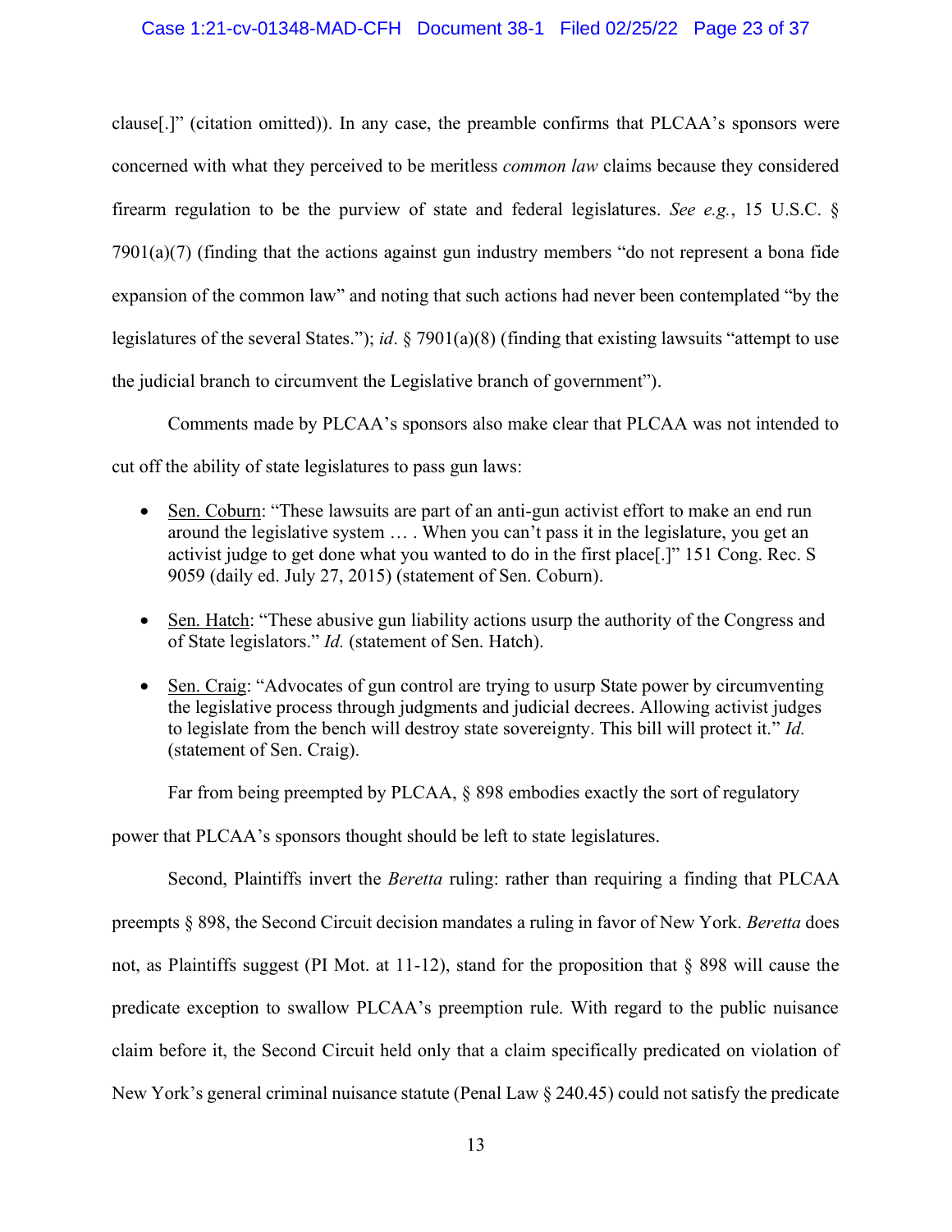clause[.]" (citation omitted)). In any case, the preamble confirms that PLCAA's sponsors were concerned with what they perceived to be meritless *common law* claims because they considered firearm regulation to be the purview of state and federal legislatures. *See e.g.*, 15 U.S.C. § 7901(a)(7) (finding that the actions against gun industry members "do not represent a bona fide expansion of the common law" and noting that such actions had never been contemplated "by the legislatures of the several States."); *id*. § 7901(a)(8) (finding that existing lawsuits "attempt to use the judicial branch to circumvent the Legislative branch of government").

Comments made by PLCAA's sponsors also make clear that PLCAA was not intended to cut off the ability of state legislatures to pass gun laws:

- Sen. Coburn: "These lawsuits are part of an anti-gun activist effort to make an end run around the legislative system … . When you can't pass it in the legislature, you get an activist judge to get done what you wanted to do in the first place[.]" 151 Cong. Rec. S 9059 (daily ed. July 27, 2015) (statement of Sen. Coburn).
- Sen. Hatch: "These abusive gun liability actions usurp the authority of the Congress and of State legislators." *Id.* (statement of Sen. Hatch).
- Sen. Craig: "Advocates of gun control are trying to usurp State power by circumventing the legislative process through judgments and judicial decrees. Allowing activist judges to legislate from the bench will destroy state sovereignty. This bill will protect it." *Id.* (statement of Sen. Craig).

Far from being preempted by PLCAA, § 898 embodies exactly the sort of regulatory power that PLCAA's sponsors thought should be left to state legislatures.

Second, Plaintiffs invert the *Beretta* ruling: rather than requiring a finding that PLCAA preempts § 898, the Second Circuit decision mandates a ruling in favor of New York. *Beretta* does not, as Plaintiffs suggest (PI Mot. at 11-12), stand for the proposition that § 898 will cause the predicate exception to swallow PLCAA's preemption rule. With regard to the public nuisance claim before it, the Second Circuit held only that a claim specifically predicated on violation of New York's general criminal nuisance statute (Penal Law § 240.45) could not satisfy the predicate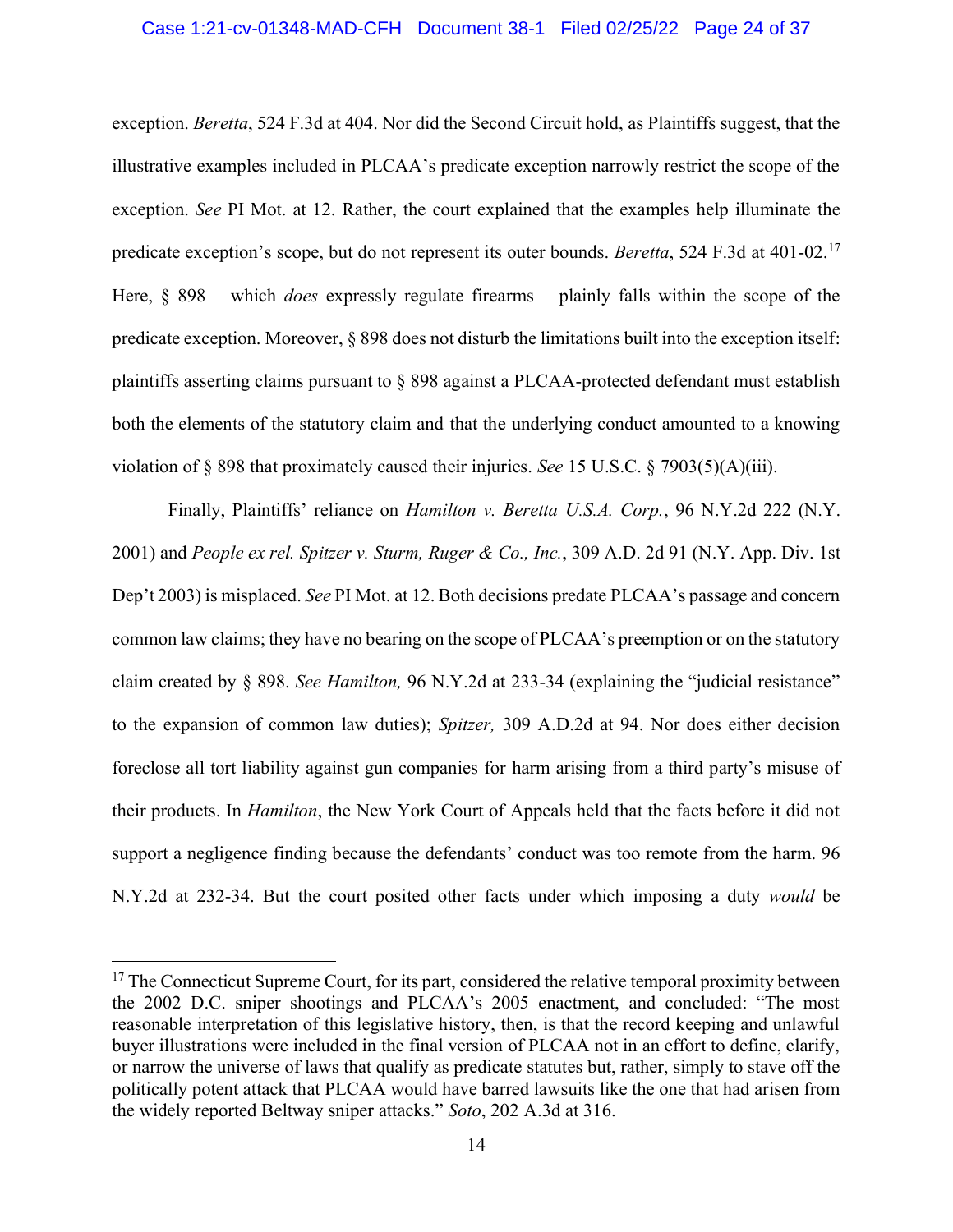exception. *Beretta*, 524 F.3d at 404. Nor did the Second Circuit hold, as Plaintiffs suggest, that the illustrative examples included in PLCAA's predicate exception narrowly restrict the scope of the exception. *See* PI Mot. at 12. Rather, the court explained that the examples help illuminate the predicate exception's scope, but do not represent its outer bounds. *Beretta*, 524 F.3d at 401-02.[17] Here, § 898 – which *does* expressly regulate firearms – plainly falls within the scope of the predicate exception. Moreover, § 898 does not disturb the limitations built into the exception itself: plaintiffs asserting claims pursuant to § 898 against a PLCAA-protected defendant must establish both the elements of the statutory claim and that the underlying conduct amounted to a knowing violation of § 898 that proximately caused their injuries. *See* 15 U.S.C. § 7903(5)(A)(iii).

Finally, Plaintiffs' reliance on *Hamilton v. Beretta U.S.A. Corp.*, 96 N.Y.2d 222 (N.Y. 2001) and *People ex rel. Spitzer v. Sturm, Ruger & Co., Inc.*, 309 A.D. 2d 91 (N.Y. App. Div. 1st Dep't 2003) is misplaced. *See* PI Mot. at 12. Both decisions predate PLCAA's passage and concern common law claims; they have no bearing on the scope of PLCAA's preemption or on the statutory claim created by § 898. *See Hamilton,* 96 N.Y.2d at 233-34 (explaining the "judicial resistance" to the expansion of common law duties); *Spitzer,* 309 A.D.2d at 94. Nor does either decision foreclose all tort liability against gun companies for harm arising from a third party's misuse of their products. In *Hamilton*, the New York Court of Appeals held that the facts before it did not support a negligence finding because the defendants' conduct was too remote from the harm. 96 N.Y.2d at 232-34. But the court posited other facts under which imposing a duty *would* be

---

[17] The Connecticut Supreme Court, for its part, considered the relative temporal proximity between the 2002 D.C. sniper shootings and PLCAA's 2005 enactment, and concluded: "The most reasonable interpretation of this legislative history, then, is that the record keeping and unlawful buyer illustrations were included in the final version of PLCAA not in an effort to define, clarify, or narrow the universe of laws that qualify as predicate statutes but, rather, simply to stave off the politically potent attack that PLCAA would have barred lawsuits like the one that had arisen from the widely reported Beltway sniper attacks." *Soto*, 202 A.3d at 316.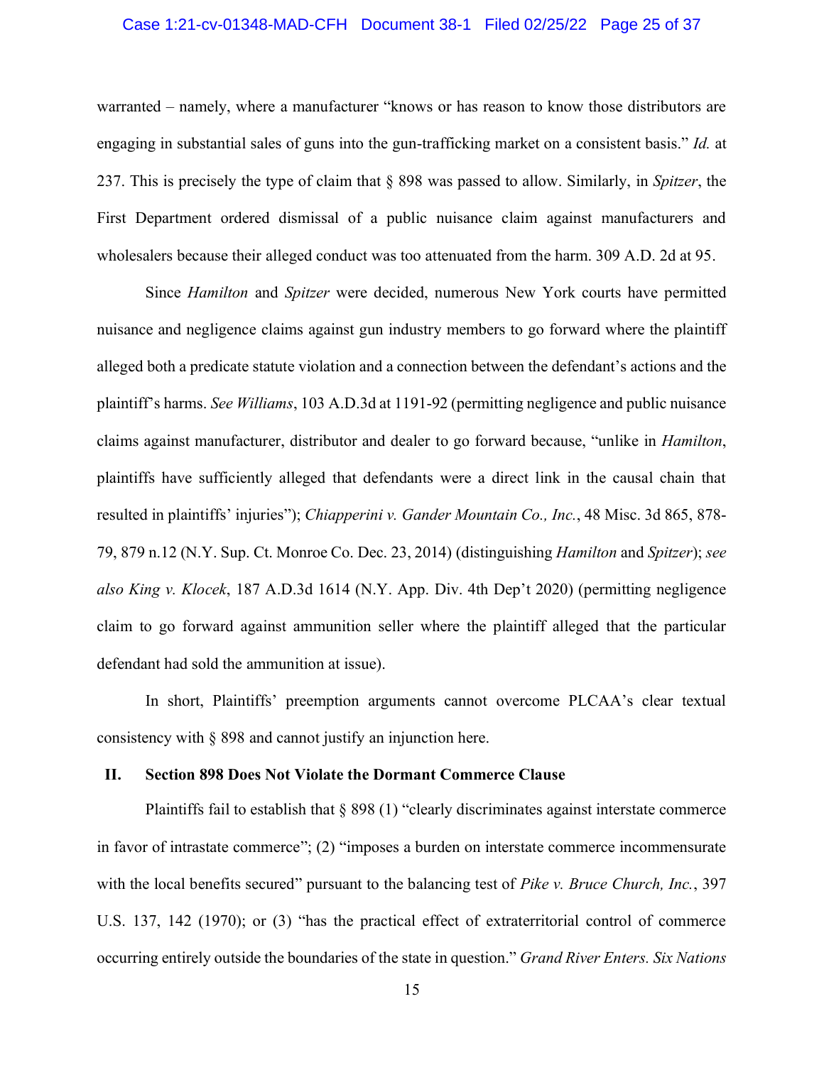warranted – namely, where a manufacturer "knows or has reason to know those distributors are engaging in substantial sales of guns into the gun-trafficking market on a consistent basis." *Id.* at 237. This is precisely the type of claim that § 898 was passed to allow. Similarly, in *Spitzer*, the First Department ordered dismissal of a public nuisance claim against manufacturers and wholesalers because their alleged conduct was too attenuated from the harm. 309 A.D. 2d at 95.

Since *Hamilton* and *Spitzer* were decided, numerous New York courts have permitted nuisance and negligence claims against gun industry members to go forward where the plaintiff alleged both a predicate statute violation and a connection between the defendant's actions and the plaintiff's harms. *See Williams*, 103 A.D.3d at 1191-92 (permitting negligence and public nuisance claims against manufacturer, distributor and dealer to go forward because, "unlike in *Hamilton*, plaintiffs have sufficiently alleged that defendants were a direct link in the causal chain that resulted in plaintiffs' injuries"); *Chiapperini v. Gander Mountain Co., Inc.*, 48 Misc. 3d 865, 878-79, 879 n.12 (N.Y. Sup. Ct. Monroe Co. Dec. 23, 2014) (distinguishing *Hamilton* and *Spitzer*); *see also King v. Klocek*, 187 A.D.3d 1614 (N.Y. App. Div. 4th Dep't 2020) (permitting negligence claim to go forward against ammunition seller where the plaintiff alleged that the particular defendant had sold the ammunition at issue).

In short, Plaintiffs' preemption arguments cannot overcome PLCAA's clear textual consistency with § 898 and cannot justify an injunction here.

## II. Section 898 Does Not Violate the Dormant Commerce Clause

Plaintiffs fail to establish that § 898 (1) "clearly discriminates against interstate commerce in favor of intrastate commerce"; (2) "imposes a burden on interstate commerce incommensurate with the local benefits secured" pursuant to the balancing test of *Pike v. Bruce Church, Inc.*, 397 U.S. 137, 142 (1970); or (3) "has the practical effect of extraterritorial control of commerce occurring entirely outside the boundaries of the state in question." *Grand River Enters. Six Nations*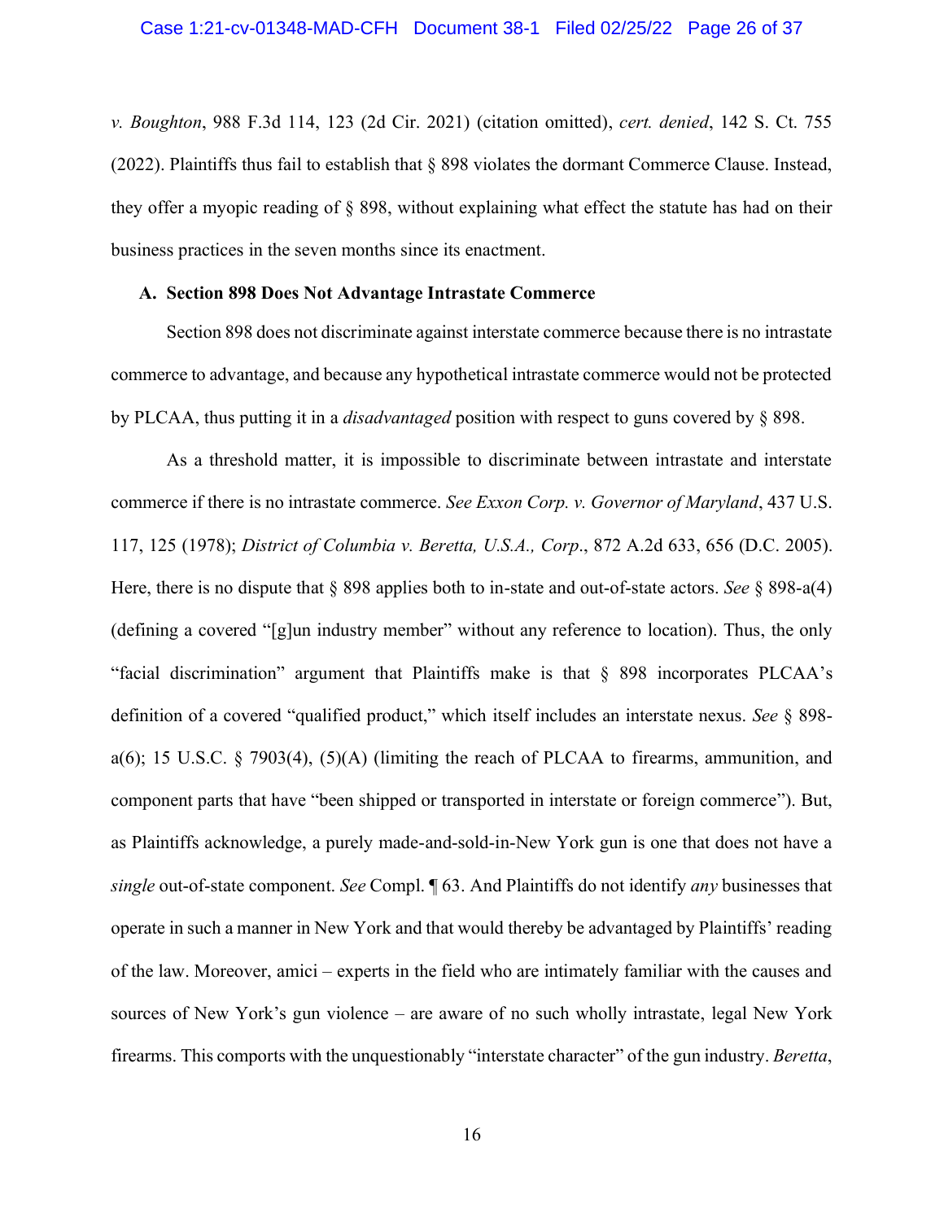*v. Boughton*, 988 F.3d 114, 123 (2d Cir. 2021) (citation omitted), *cert. denied*, 142 S. Ct. 755 (2022). Plaintiffs thus fail to establish that § 898 violates the dormant Commerce Clause. Instead, they offer a myopic reading of § 898, without explaining what effect the statute has had on their business practices in the seven months since its enactment.

### A. Section 898 Does Not Advantage Intrastate Commerce

Section 898 does not discriminate against interstate commerce because there is no intrastate commerce to advantage, and because any hypothetical intrastate commerce would not be protected by PLCAA, thus putting it in a *disadvantaged* position with respect to guns covered by § 898.

As a threshold matter, it is impossible to discriminate between intrastate and interstate commerce if there is no intrastate commerce. *See Exxon Corp. v. Governor of Maryland*, 437 U.S. 117, 125 (1978); *District of Columbia v. Beretta, U.S.A., Corp*., 872 A.2d 633, 656 (D.C. 2005). Here, there is no dispute that § 898 applies both to in-state and out-of-state actors. *See* § 898-a(4) (defining a covered "[g]un industry member" without any reference to location). Thus, the only "facial discrimination" argument that Plaintiffs make is that § 898 incorporates PLCAA's definition of a covered "qualified product," which itself includes an interstate nexus. *See* § 898-a(6); 15 U.S.C. § 7903(4), (5)(A) (limiting the reach of PLCAA to firearms, ammunition, and component parts that have "been shipped or transported in interstate or foreign commerce"). But, as Plaintiffs acknowledge, a purely made-and-sold-in-New York gun is one that does not have a *single* out-of-state component. *See* Compl. ¶ 63. And Plaintiffs do not identify *any* businesses that operate in such a manner in New York and that would thereby be advantaged by Plaintiffs' reading of the law. Moreover, amici – experts in the field who are intimately familiar with the causes and sources of New York's gun violence – are aware of no such wholly intrastate, legal New York firearms. This comports with the unquestionably "interstate character" of the gun industry. *Beretta*,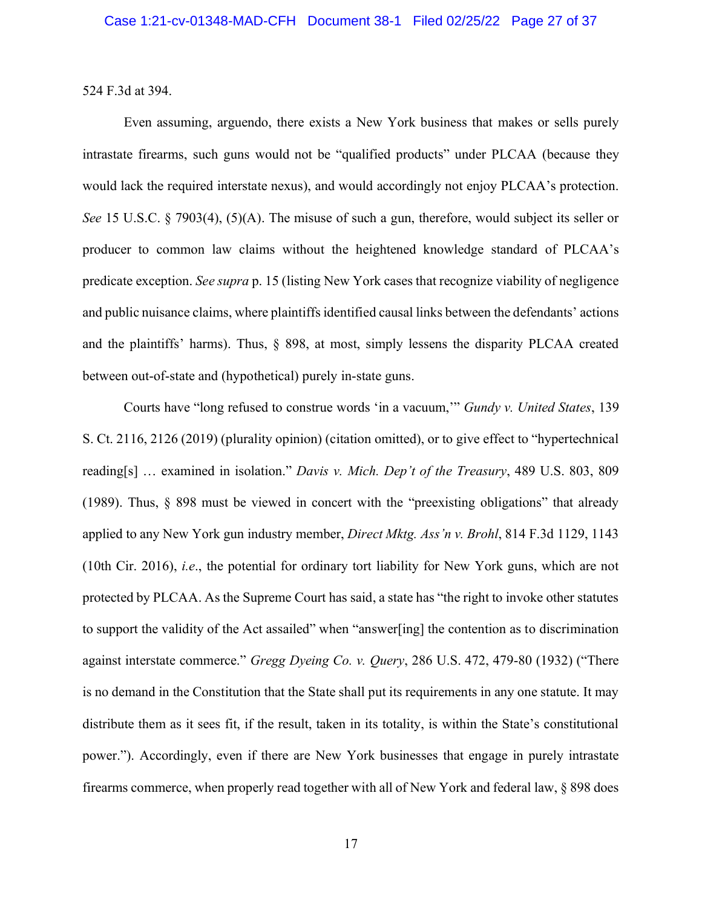524 F.3d at 394.

Even assuming, arguendo, there exists a New York business that makes or sells purely intrastate firearms, such guns would not be "qualified products" under PLCAA (because they would lack the required interstate nexus), and would accordingly not enjoy PLCAA's protection. *See* 15 U.S.C. § 7903(4), (5)(A). The misuse of such a gun, therefore, would subject its seller or producer to common law claims without the heightened knowledge standard of PLCAA's predicate exception. *See supra* p. 15 (listing New York cases that recognize viability of negligence and public nuisance claims, where plaintiffs identified causal links between the defendants' actions and the plaintiffs' harms). Thus, § 898, at most, simply lessens the disparity PLCAA created between out-of-state and (hypothetical) purely in-state guns.

Courts have "long refused to construe words 'in a vacuum,'" *Gundy v. United States*, 139 S. Ct. 2116, 2126 (2019) (plurality opinion) (citation omitted), or to give effect to "hypertechnical reading[s] … examined in isolation." *Davis v. Mich. Dep't of the Treasury*, 489 U.S. 803, 809 (1989). Thus, § 898 must be viewed in concert with the "preexisting obligations" that already applied to any New York gun industry member, *Direct Mktg. Ass'n v. Brohl*, 814 F.3d 1129, 1143 (10th Cir. 2016), *i.e*., the potential for ordinary tort liability for New York guns, which are not protected by PLCAA. As the Supreme Court has said, a state has "the right to invoke other statutes to support the validity of the Act assailed" when "answer[ing] the contention as to discrimination against interstate commerce." *Gregg Dyeing Co. v. Query*, 286 U.S. 472, 479-80 (1932) ("There is no demand in the Constitution that the State shall put its requirements in any one statute. It may distribute them as it sees fit, if the result, taken in its totality, is within the State's constitutional power."). Accordingly, even if there are New York businesses that engage in purely intrastate firearms commerce, when properly read together with all of New York and federal law, § 898 does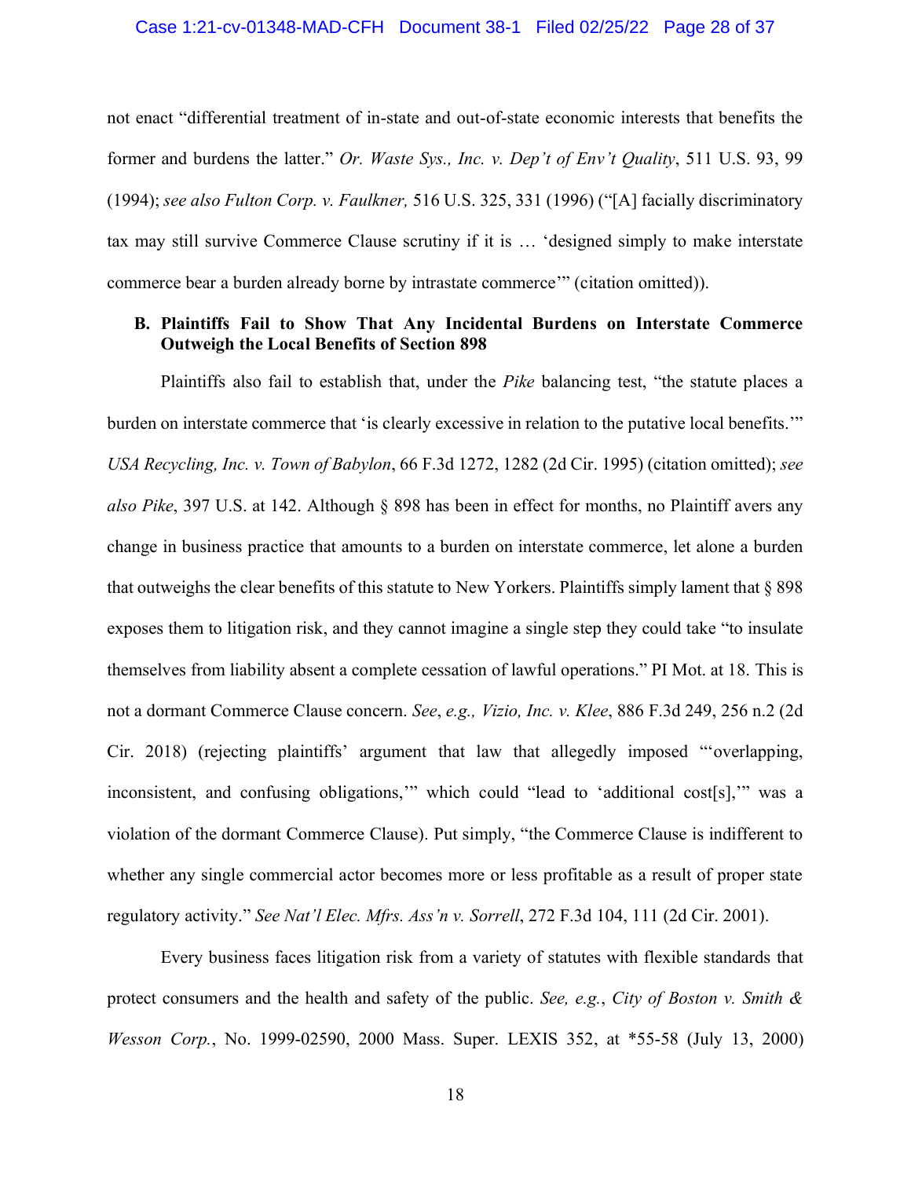not enact "differential treatment of in-state and out-of-state economic interests that benefits the former and burdens the latter." *Or. Waste Sys., Inc. v. Dep't of Env't Quality*, 511 U.S. 93, 99 (1994); *see also Fulton Corp. v. Faulkner,* 516 U.S. 325, 331 (1996) ("[A] facially discriminatory tax may still survive Commerce Clause scrutiny if it is … 'designed simply to make interstate commerce bear a burden already borne by intrastate commerce'" (citation omitted)).

**B. Plaintiffs Fail to Show That Any Incidental Burdens on Interstate Commerce Outweigh the Local Benefits of Section 898**

Plaintiffs also fail to establish that, under the *Pike* balancing test, "the statute places a burden on interstate commerce that 'is clearly excessive in relation to the putative local benefits.'" *USA Recycling, Inc. v. Town of Babylon*, 66 F.3d 1272, 1282 (2d Cir. 1995) (citation omitted); *see also Pike*, 397 U.S. at 142. Although § 898 has been in effect for months, no Plaintiff avers any change in business practice that amounts to a burden on interstate commerce, let alone a burden that outweighs the clear benefits of this statute to New Yorkers. Plaintiffs simply lament that § 898 exposes them to litigation risk, and they cannot imagine a single step they could take "to insulate themselves from liability absent a complete cessation of lawful operations." PI Mot. at 18. This is not a dormant Commerce Clause concern. *See*, *e.g., Vizio, Inc. v. Klee*, 886 F.3d 249, 256 n.2 (2d Cir. 2018) (rejecting plaintiffs' argument that law that allegedly imposed "'overlapping, inconsistent, and confusing obligations,'" which could "lead to 'additional cost[s],'" was a violation of the dormant Commerce Clause). Put simply, "the Commerce Clause is indifferent to whether any single commercial actor becomes more or less profitable as a result of proper state regulatory activity." *See Nat'l Elec. Mfrs. Ass'n v. Sorrell*, 272 F.3d 104, 111 (2d Cir. 2001).

Every business faces litigation risk from a variety of statutes with flexible standards that protect consumers and the health and safety of the public. *See, e.g.*, *City of Boston v. Smith & Wesson Corp.*, No. 1999-02590, 2000 Mass. Super. LEXIS 352, at *55-58 (July 13, 2000)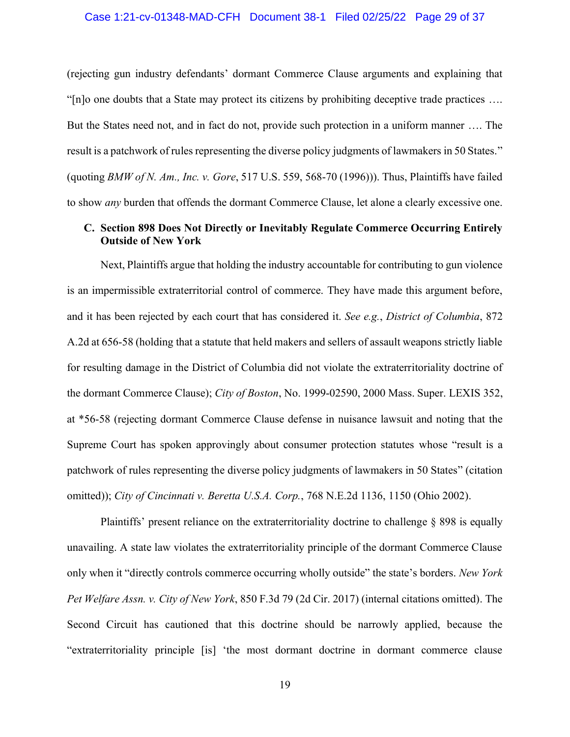(rejecting gun industry defendants' dormant Commerce Clause arguments and explaining that "[n]o one doubts that a State may protect its citizens by prohibiting deceptive trade practices …. But the States need not, and in fact do not, provide such protection in a uniform manner …. The result is a patchwork of rules representing the diverse policy judgments of lawmakers in 50 States." (quoting *BMW of N. Am., Inc. v. Gore*, 517 U.S. 559, 568-70 (1996))). Thus, Plaintiffs have failed to show *any* burden that offends the dormant Commerce Clause, let alone a clearly excessive one.

### C. Section 898 Does Not Directly or Inevitably Regulate Commerce Occurring Entirely Outside of New York

Next, Plaintiffs argue that holding the industry accountable for contributing to gun violence is an impermissible extraterritorial control of commerce. They have made this argument before, and it has been rejected by each court that has considered it. *See e.g.*, *District of Columbia*, 872 A.2d at 656-58 (holding that a statute that held makers and sellers of assault weapons strictly liable for resulting damage in the District of Columbia did not violate the extraterritoriality doctrine of the dormant Commerce Clause); *City of Boston*, No. 1999-02590, 2000 Mass. Super. LEXIS 352, at *56-58 (rejecting dormant Commerce Clause defense in nuisance lawsuit and noting that the Supreme Court has spoken approvingly about consumer protection statutes whose "result is a patchwork of rules representing the diverse policy judgments of lawmakers in 50 States" (citation omitted)); *City of Cincinnati v. Beretta U.S.A. Corp.*, 768 N.E.2d 1136, 1150 (Ohio 2002).

Plaintiffs' present reliance on the extraterritoriality doctrine to challenge § 898 is equally unavailing. A state law violates the extraterritoriality principle of the dormant Commerce Clause only when it "directly controls commerce occurring wholly outside" the state's borders. *New York Pet Welfare Assn. v. City of New York*, 850 F.3d 79 (2d Cir. 2017) (internal citations omitted). The Second Circuit has cautioned that this doctrine should be narrowly applied, because the "extraterritoriality principle [is] 'the most dormant doctrine in dormant commerce clause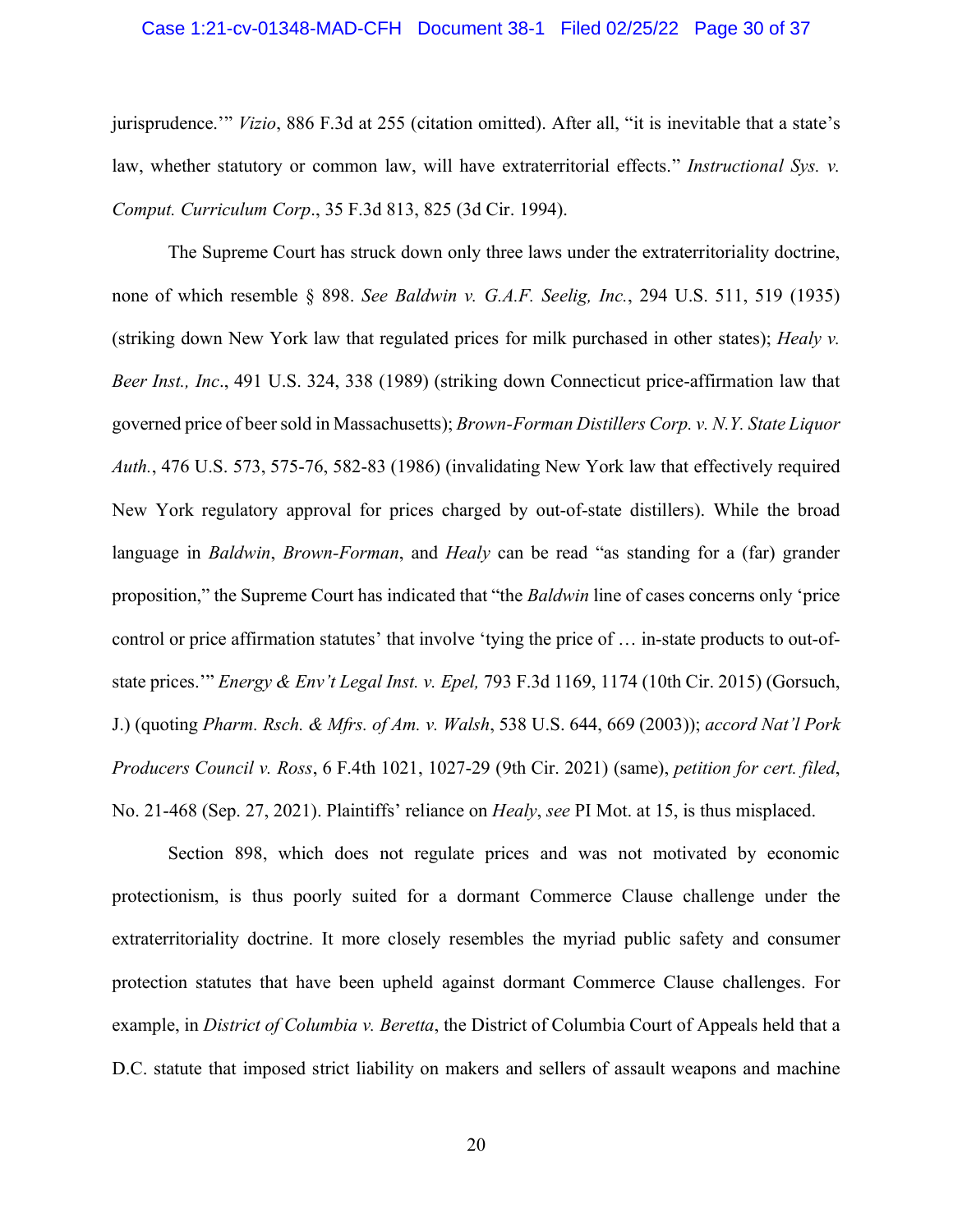jurisprudence.'" *Vizio*, 886 F.3d at 255 (citation omitted). After all, "it is inevitable that a state's law, whether statutory or common law, will have extraterritorial effects." *Instructional Sys. v. Comput. Curriculum Corp*., 35 F.3d 813, 825 (3d Cir. 1994).

The Supreme Court has struck down only three laws under the extraterritoriality doctrine, none of which resemble § 898. *See Baldwin v. G.A.F. Seelig, Inc.*, 294 U.S. 511, 519 (1935) (striking down New York law that regulated prices for milk purchased in other states); *Healy v. Beer Inst., Inc*., 491 U.S. 324, 338 (1989) (striking down Connecticut price-affirmation law that governed price of beer sold in Massachusetts); *Brown-Forman Distillers Corp. v. N.Y. State Liquor Auth.*, 476 U.S. 573, 575-76, 582-83 (1986) (invalidating New York law that effectively required New York regulatory approval for prices charged by out-of-state distillers). While the broad language in *Baldwin*, *Brown-Forman*, and *Healy* can be read "as standing for a (far) grander proposition," the Supreme Court has indicated that "the *Baldwin* line of cases concerns only 'price control or price affirmation statutes' that involve 'tying the price of … in-state products to out-of-state prices.'" *Energy & Env't Legal Inst. v. Epel,* 793 F.3d 1169, 1174 (10th Cir. 2015) (Gorsuch, J.) (quoting *Pharm. Rsch. & Mfrs. of Am. v. Walsh*, 538 U.S. 644, 669 (2003)); *accord Nat'l Pork Producers Council v. Ross*, 6 F.4th 1021, 1027-29 (9th Cir. 2021) (same), *petition for cert. filed*, No. 21-468 (Sep. 27, 2021). Plaintiffs' reliance on *Healy*, *see* PI Mot. at 15, is thus misplaced.

Section 898, which does not regulate prices and was not motivated by economic protectionism, is thus poorly suited for a dormant Commerce Clause challenge under the extraterritoriality doctrine. It more closely resembles the myriad public safety and consumer protection statutes that have been upheld against dormant Commerce Clause challenges. For example, in *District of Columbia v. Beretta*, the District of Columbia Court of Appeals held that a D.C. statute that imposed strict liability on makers and sellers of assault weapons and machine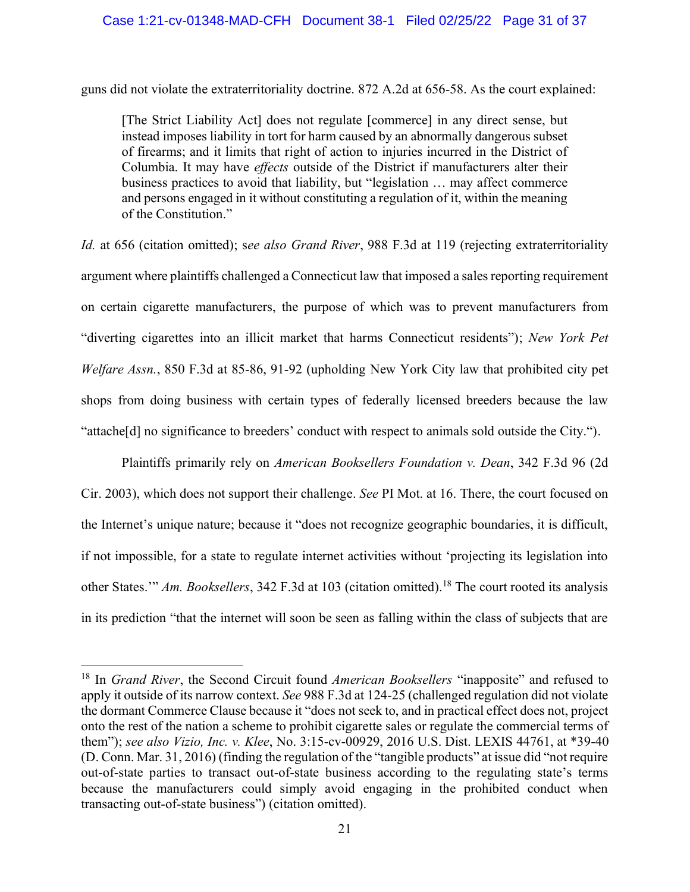guns did not violate the extraterritoriality doctrine. 872 A.2d at 656-58. As the court explained:

> [The Strict Liability Act] does not regulate [commerce] in any direct sense, but instead imposes liability in tort for harm caused by an abnormally dangerous subset of firearms; and it limits that right of action to injuries incurred in the District of Columbia. It may have *effects* outside of the District if manufacturers alter their business practices to avoid that liability, but "legislation … may affect commerce and persons engaged in it without constituting a regulation of it, within the meaning of the Constitution."

*Id.* at 656 (citation omitted); *see also Grand River*, 988 F.3d at 119 (rejecting extraterritoriality argument where plaintiffs challenged a Connecticut law that imposed a sales reporting requirement on certain cigarette manufacturers, the purpose of which was to prevent manufacturers from "diverting cigarettes into an illicit market that harms Connecticut residents"); *New York Pet Welfare Assn.*, 850 F.3d at 85-86, 91-92 (upholding New York City law that prohibited city pet shops from doing business with certain types of federally licensed breeders because the law "attache[d] no significance to breeders' conduct with respect to animals sold outside the City.").

Plaintiffs primarily rely on *American Booksellers Foundation v. Dean*, 342 F.3d 96 (2d Cir. 2003), which does not support their challenge. *See* PI Mot. at 16. There, the court focused on the Internet's unique nature; because it "does not recognize geographic boundaries, it is difficult, if not impossible, for a state to regulate internet activities without 'projecting its legislation into other States.'" *Am. Booksellers*, 342 F.3d at 103 (citation omitted).[18] The court rooted its analysis in its prediction "that the internet will soon be seen as falling within the class of subjects that are

[18] In *Grand River*, the Second Circuit found *American Booksellers* "inapposite" and refused to apply it outside of its narrow context. *See* 988 F.3d at 124-25 (challenged regulation did not violate the dormant Commerce Clause because it "does not seek to, and in practical effect does not, project onto the rest of the nation a scheme to prohibit cigarette sales or regulate the commercial terms of them"); *see also Vizio, Inc. v. Klee*, No. 3:15-cv-00929, 2016 U.S. Dist. LEXIS 44761, at *39-40 (D. Conn. Mar. 31, 2016) (finding the regulation of the "tangible products" at issue did "not require out-of-state parties to transact out-of-state business according to the regulating state's terms because the manufacturers could simply avoid engaging in the prohibited conduct when transacting out-of-state business") (citation omitted).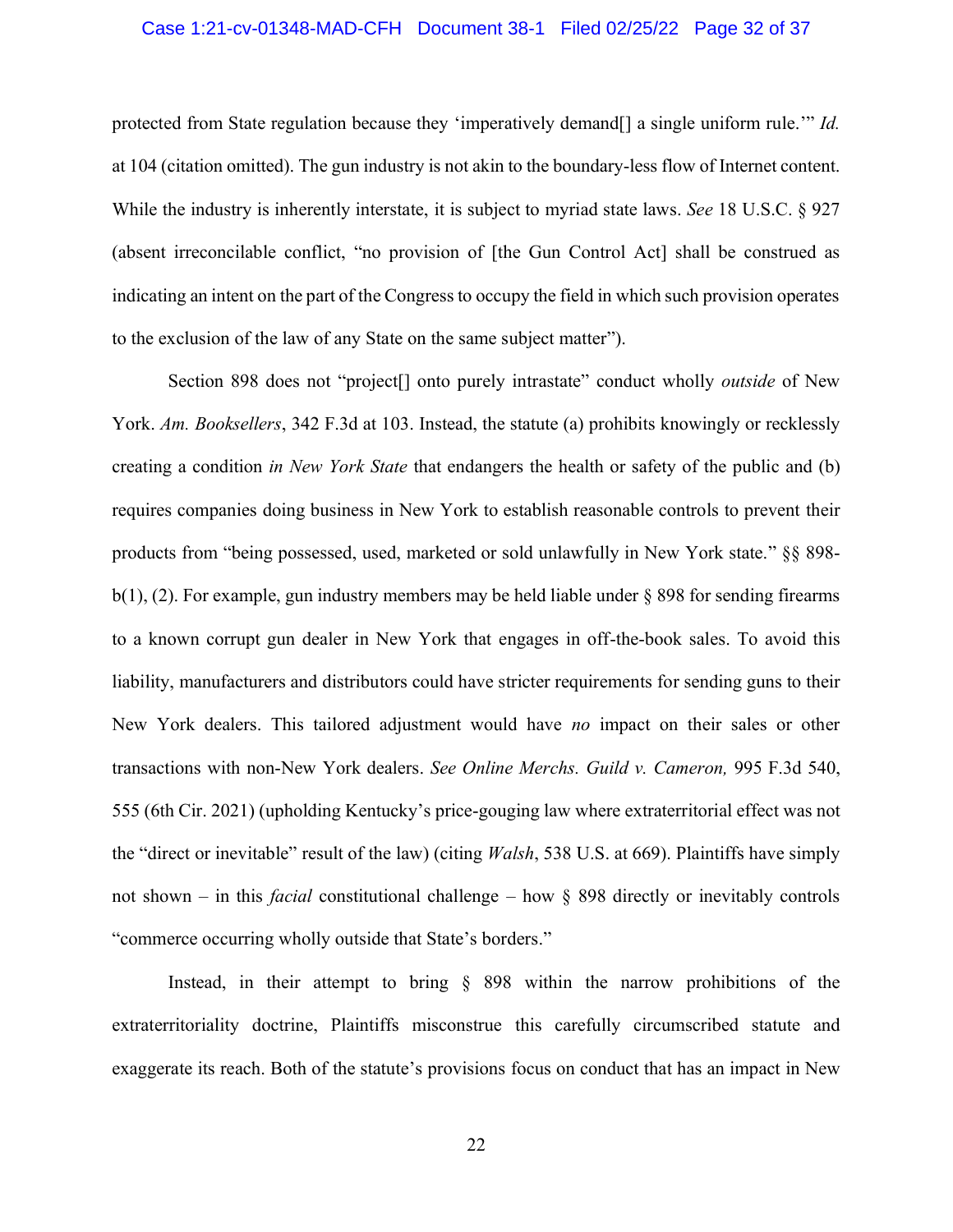protected from State regulation because they 'imperatively demand[] a single uniform rule.'" *Id.* at 104 (citation omitted). The gun industry is not akin to the boundary-less flow of Internet content. While the industry is inherently interstate, it is subject to myriad state laws. *See* 18 U.S.C. § 927 (absent irreconcilable conflict, "no provision of [the Gun Control Act] shall be construed as indicating an intent on the part of the Congress to occupy the field in which such provision operates to the exclusion of the law of any State on the same subject matter").

Section 898 does not "project[] onto purely intrastate" conduct wholly *outside* of New York. *Am. Booksellers*, 342 F.3d at 103. Instead, the statute (a) prohibits knowingly or recklessly creating a condition *in New York State* that endangers the health or safety of the public and (b) requires companies doing business in New York to establish reasonable controls to prevent their products from "being possessed, used, marketed or sold unlawfully in New York state." §§ 898-b(1), (2). For example, gun industry members may be held liable under § 898 for sending firearms to a known corrupt gun dealer in New York that engages in off-the-book sales. To avoid this liability, manufacturers and distributors could have stricter requirements for sending guns to their New York dealers. This tailored adjustment would have *no* impact on their sales or other transactions with non-New York dealers. *See Online Merchs. Guild v. Cameron,* 995 F.3d 540, 555 (6th Cir. 2021) (upholding Kentucky's price-gouging law where extraterritorial effect was not the "direct or inevitable" result of the law) (citing *Walsh*, 538 U.S. at 669). Plaintiffs have simply not shown – in this *facial* constitutional challenge – how § 898 directly or inevitably controls "commerce occurring wholly outside that State's borders."

Instead, in their attempt to bring § 898 within the narrow prohibitions of the extraterritoriality doctrine, Plaintiffs misconstrue this carefully circumscribed statute and exaggerate its reach. Both of the statute's provisions focus on conduct that has an impact in New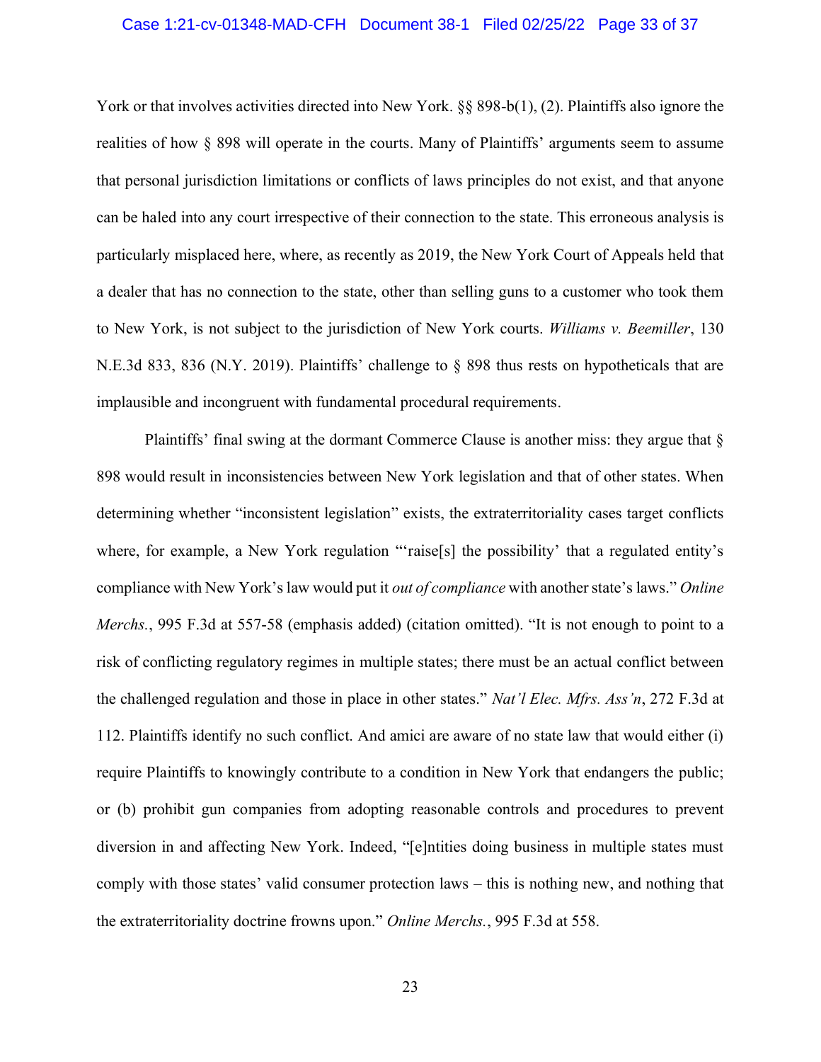York or that involves activities directed into New York. §§ 898-b(1), (2). Plaintiffs also ignore the realities of how § 898 will operate in the courts. Many of Plaintiffs' arguments seem to assume that personal jurisdiction limitations or conflicts of laws principles do not exist, and that anyone can be haled into any court irrespective of their connection to the state. This erroneous analysis is particularly misplaced here, where, as recently as 2019, the New York Court of Appeals held that a dealer that has no connection to the state, other than selling guns to a customer who took them to New York, is not subject to the jurisdiction of New York courts. *Williams v. Beemiller*, 130 N.E.3d 833, 836 (N.Y. 2019). Plaintiffs' challenge to § 898 thus rests on hypotheticals that are implausible and incongruent with fundamental procedural requirements.

Plaintiffs' final swing at the dormant Commerce Clause is another miss: they argue that § 898 would result in inconsistencies between New York legislation and that of other states. When determining whether "inconsistent legislation" exists, the extraterritoriality cases target conflicts where, for example, a New York regulation "'raise[s] the possibility' that a regulated entity's compliance with New York's law would put it *out of compliance* with another state's laws." *Online Merchs.*, 995 F.3d at 557-58 (emphasis added) (citation omitted). "It is not enough to point to a risk of conflicting regulatory regimes in multiple states; there must be an actual conflict between the challenged regulation and those in place in other states." *Nat'l Elec. Mfrs. Ass'n*, 272 F.3d at 112. Plaintiffs identify no such conflict. And amici are aware of no state law that would either (i) require Plaintiffs to knowingly contribute to a condition in New York that endangers the public; or (b) prohibit gun companies from adopting reasonable controls and procedures to prevent diversion in and affecting New York. Indeed, "[e]ntities doing business in multiple states must comply with those states' valid consumer protection laws – this is nothing new, and nothing that the extraterritoriality doctrine frowns upon." *Online Merchs.*, 995 F.3d at 558.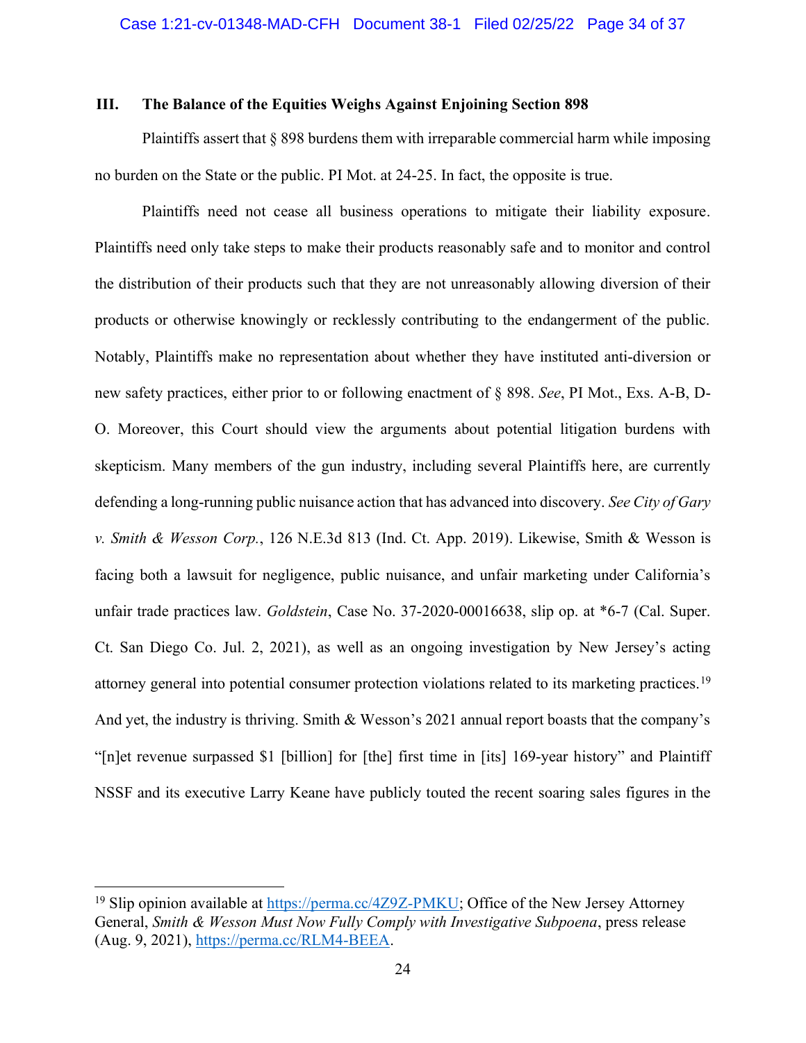### III. The Balance of the Equities Weighs Against Enjoining Section 898

Plaintiffs assert that § 898 burdens them with irreparable commercial harm while imposing no burden on the State or the public. PI Mot. at 24-25. In fact, the opposite is true.

Plaintiffs need not cease all business operations to mitigate their liability exposure. Plaintiffs need only take steps to make their products reasonably safe and to monitor and control the distribution of their products such that they are not unreasonably allowing diversion of their products or otherwise knowingly or recklessly contributing to the endangerment of the public. Notably, Plaintiffs make no representation about whether they have instituted anti-diversion or new safety practices, either prior to or following enactment of § 898. *See*, PI Mot., Exs. A-B, D-O. Moreover, this Court should view the arguments about potential litigation burdens with skepticism. Many members of the gun industry, including several Plaintiffs here, are currently defending a long-running public nuisance action that has advanced into discovery. *See City of Gary v. Smith & Wesson Corp.*, 126 N.E.3d 813 (Ind. Ct. App. 2019). Likewise, Smith & Wesson is facing both a lawsuit for negligence, public nuisance, and unfair marketing under California's unfair trade practices law. *Goldstein*, Case No. 37-2020-00016638, slip op. at *6-7 (Cal. Super. Ct. San Diego Co. Jul. 2, 2021), as well as an ongoing investigation by New Jersey's acting attorney general into potential consumer protection violations related to its marketing practices.[19] And yet, the industry is thriving. Smith & Wesson's 2021 annual report boasts that the company's "[n]et revenue surpassed $1 [billion] for [the] first time in [its] 169-year history" and Plaintiff NSSF and its executive Larry Keane have publicly touted the recent soaring sales figures in the

---

[19] Slip opinion available at https://perma.cc/4Z9Z-PMKU; Office of the New Jersey Attorney General, *Smith & Wesson Must Now Fully Comply with Investigative Subpoena*, press release (Aug. 9, 2021), https://perma.cc/RLM4-BEEA.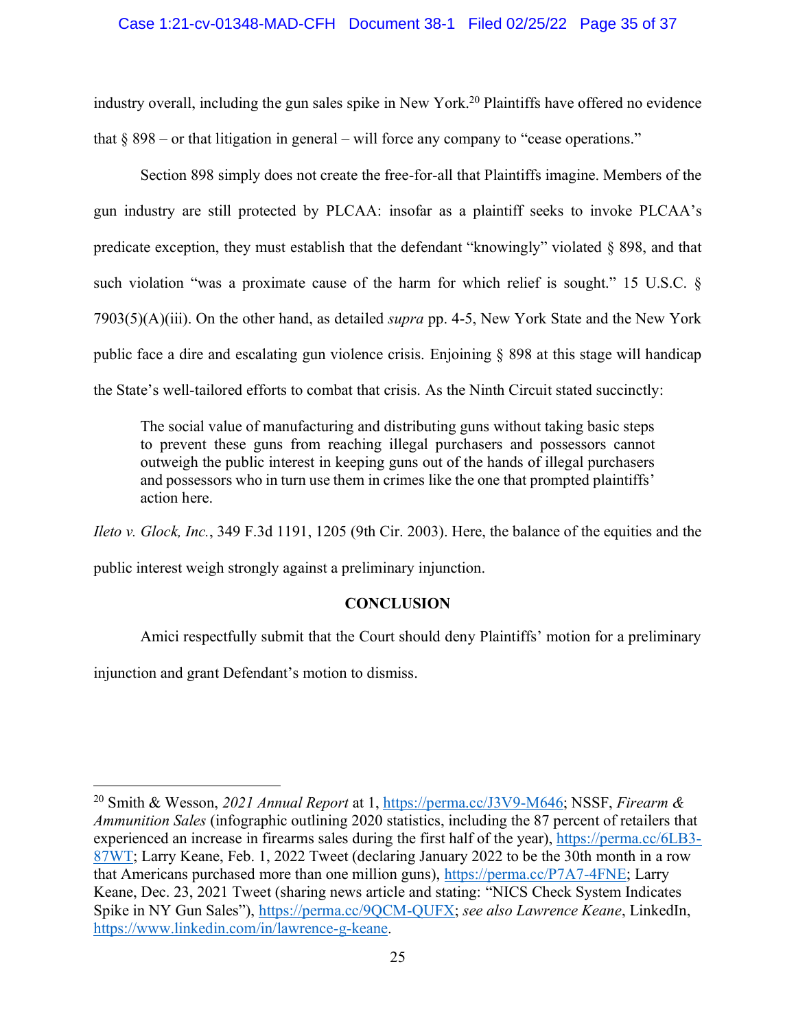industry overall, including the gun sales spike in New York.[20] Plaintiffs have offered no evidence that § 898 – or that litigation in general – will force any company to "cease operations."

Section 898 simply does not create the free-for-all that Plaintiffs imagine. Members of the gun industry are still protected by PLCAA: insofar as a plaintiff seeks to invoke PLCAA's predicate exception, they must establish that the defendant "knowingly" violated § 898, and that such violation "was a proximate cause of the harm for which relief is sought." 15 U.S.C. § 7903(5)(A)(iii). On the other hand, as detailed *supra* pp. 4-5, New York State and the New York public face a dire and escalating gun violence crisis. Enjoining § 898 at this stage will handicap the State's well-tailored efforts to combat that crisis. As the Ninth Circuit stated succinctly:

> The social value of manufacturing and distributing guns without taking basic steps to prevent these guns from reaching illegal purchasers and possessors cannot outweigh the public interest in keeping guns out of the hands of illegal purchasers and possessors who in turn use them in crimes like the one that prompted plaintiffs' action here.

*Ileto v. Glock, Inc.*, 349 F.3d 1191, 1205 (9th Cir. 2003). Here, the balance of the equities and the public interest weigh strongly against a preliminary injunction.

## CONCLUSION

Amici respectfully submit that the Court should deny Plaintiffs' motion for a preliminary injunction and grant Defendant's motion to dismiss.

---

[20] Smith & Wesson, *2021 Annual Report* at 1, https://perma.cc/J3V9-M646; NSSF, *Firearm & Ammunition Sales* (infographic outlining 2020 statistics, including the 87 percent of retailers that experienced an increase in firearms sales during the first half of the year), https://perma.cc/6LB3-87WT; Larry Keane, Feb. 1, 2022 Tweet (declaring January 2022 to be the 30th month in a row that Americans purchased more than one million guns), https://perma.cc/P7A7-4FNE; Larry Keane, Dec. 23, 2021 Tweet (sharing news article and stating: "NICS Check System Indicates Spike in NY Gun Sales"), https://perma.cc/9QCM-QUFX; *see also Lawrence Keane*, LinkedIn, https://www.linkedin.com/in/lawrence-g-keane.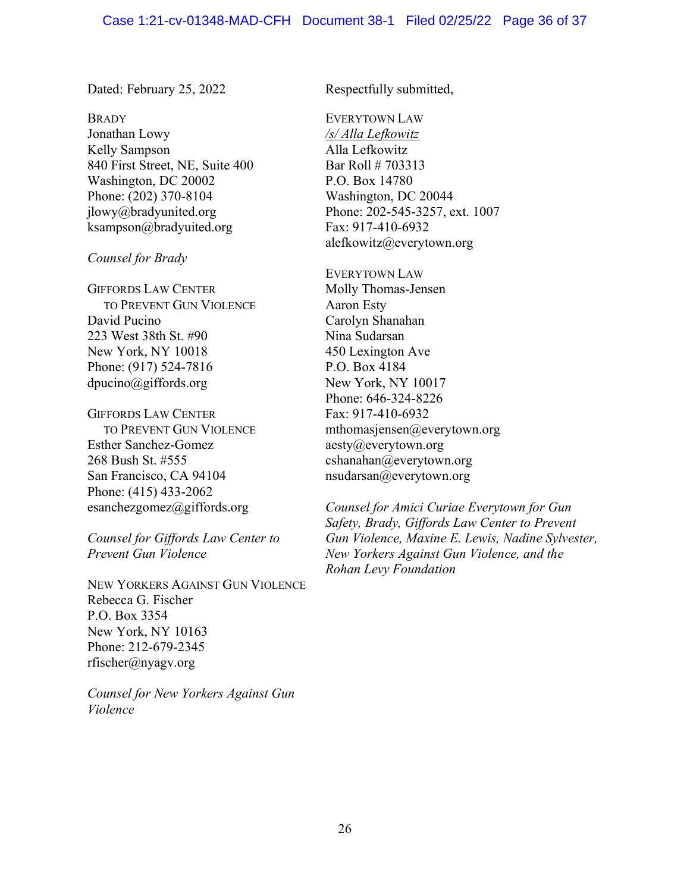Dated: February 25, 2022

Respectfully submitted,

EVERYTOWN LAW
*/s/ Alla Lefkowitz*
Alla Lefkowitz
Bar Roll # 703313
P.O. Box 14780
Washington, DC 20044
Phone: 202-545-3257, ext. 1007
Fax: 917-410-6932
alefkowitz@everytown.org

EVERYTOWN LAW
Molly Thomas-Jensen
Aaron Esty
Carolyn Shanahan
Nina Sudarsan
450 Lexington Ave
P.O. Box 4184
New York, NY 10017
Phone: 646-324-8226
Fax: 917-410-6932
mthomasjensen@everytown.org
aesty@everytown.org
cshanahan@everytown.org
nsudarsan@everytown.org

*Counsel for Amici Curiae Everytown for Gun Safety, Brady, Giffords Law Center to Prevent Gun Violence, Maxine E. Lewis, Nadine Sylvester, New Yorkers Against Gun Violence, and the Rohan Levy Foundation*

BRADY
Jonathan Lowy
Kelly Sampson
840 First Street, NE, Suite 400
Washington, DC 20002
Phone: (202) 370-8104
jlowy@bradyunited.org
ksampson@bradyuited.org

*Counsel for Brady*

GIFFORDS LAW CENTER TO PREVENT GUN VIOLENCE
David Pucino
223 West 38th St. #90
New York, NY 10018
Phone: (917) 524-7816
dpucino@giffords.org

GIFFORDS LAW CENTER TO PREVENT GUN VIOLENCE
Esther Sanchez-Gomez
268 Bush St. #555
San Francisco, CA 94104
Phone: (415) 433-2062
esanchezgomez@giffords.org

*Counsel for Giffords Law Center to Prevent Gun Violence*

NEW YORKERS AGAINST GUN VIOLENCE
Rebecca G. Fischer
P.O. Box 3354
New York, NY 10163
Phone: 212-679-2345
rfischer@nyagv.org

*Counsel for New Yorkers Against Gun Violence*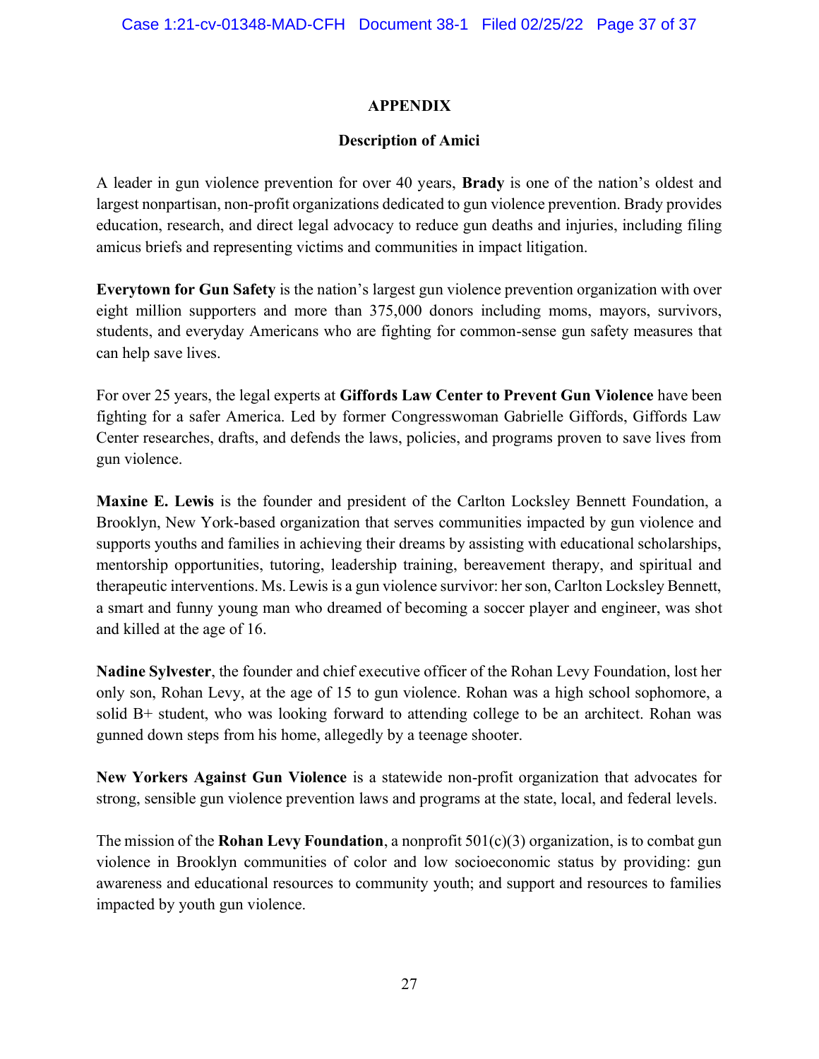## APPENDIX

### Description of Amici

A leader in gun violence prevention for over 40 years, **Brady** is one of the nation's oldest and largest nonpartisan, non-profit organizations dedicated to gun violence prevention. Brady provides education, research, and direct legal advocacy to reduce gun deaths and injuries, including filing amicus briefs and representing victims and communities in impact litigation.

**Everytown for Gun Safety** is the nation's largest gun violence prevention organization with over eight million supporters and more than 375,000 donors including moms, mayors, survivors, students, and everyday Americans who are fighting for common-sense gun safety measures that can help save lives.

For over 25 years, the legal experts at **Giffords Law Center to Prevent Gun Violence** have been fighting for a safer America. Led by former Congresswoman Gabrielle Giffords, Giffords Law Center researches, drafts, and defends the laws, policies, and programs proven to save lives from gun violence.

**Maxine E. Lewis** is the founder and president of the Carlton Locksley Bennett Foundation, a Brooklyn, New York-based organization that serves communities impacted by gun violence and supports youths and families in achieving their dreams by assisting with educational scholarships, mentorship opportunities, tutoring, leadership training, bereavement therapy, and spiritual and therapeutic interventions. Ms. Lewis is a gun violence survivor: her son, Carlton Locksley Bennett, a smart and funny young man who dreamed of becoming a soccer player and engineer, was shot and killed at the age of 16.

**Nadine Sylvester**, the founder and chief executive officer of the Rohan Levy Foundation, lost her only son, Rohan Levy, at the age of 15 to gun violence. Rohan was a high school sophomore, a solid B+ student, who was looking forward to attending college to be an architect. Rohan was gunned down steps from his home, allegedly by a teenage shooter.

**New Yorkers Against Gun Violence** is a statewide non-profit organization that advocates for strong, sensible gun violence prevention laws and programs at the state, local, and federal levels.

The mission of the **Rohan Levy Foundation**, a nonprofit 501(c)(3) organization, is to combat gun violence in Brooklyn communities of color and low socioeconomic status by providing: gun awareness and educational resources to community youth; and support and resources to families impacted by youth gun violence.